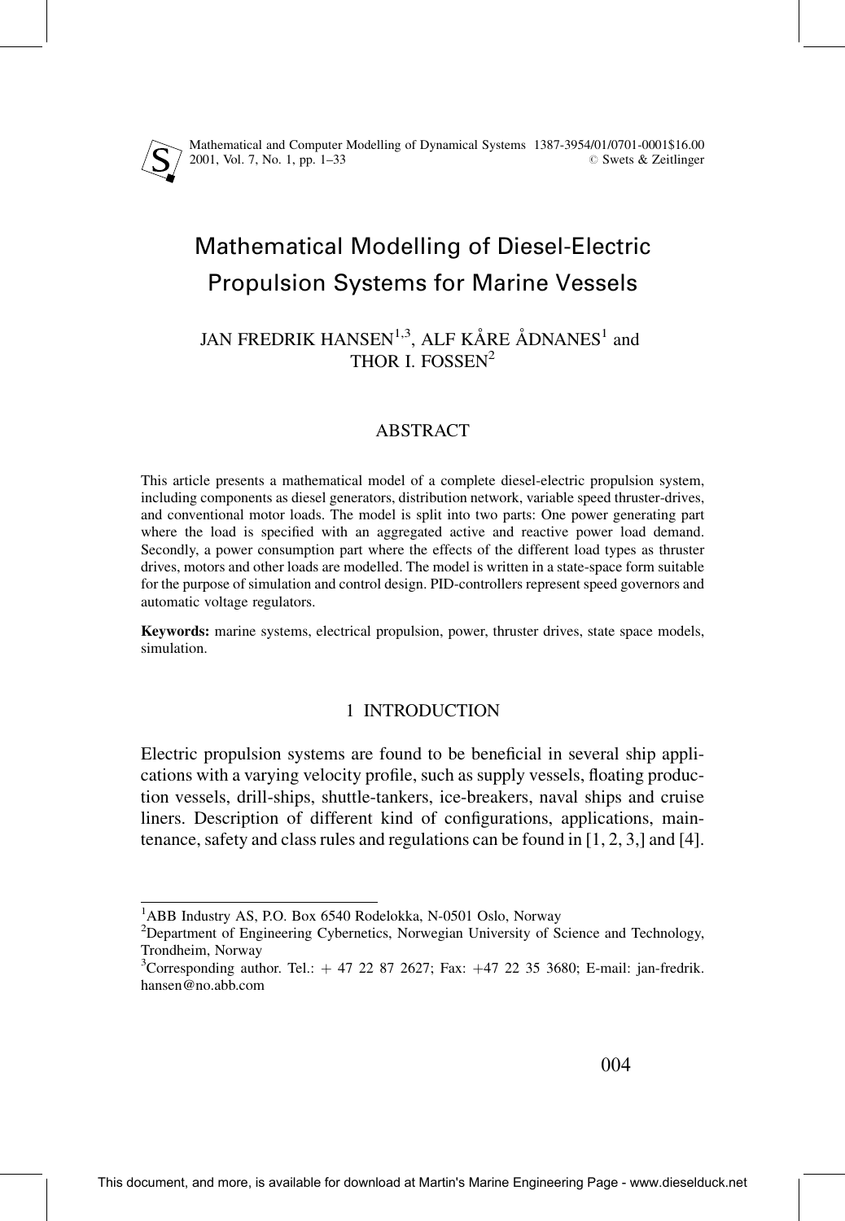# Mathematical Modelling of Diesel-Electric Propulsion Systems for Marine Vessels

JAN FREDRIK HANSEN[1,3], ALF KÅRE ÅDNANES[1] and THOR I. FOSSEN[2]

## ABSTRACT

This article presents a mathematical model of a complete diesel-electric propulsion system, including components as diesel generators, distribution network, variable speed thruster-drives, and conventional motor loads. The model is split into two parts: One power generating part where the load is specified with an aggregated active and reactive power load demand. Secondly, a power consumption part where the effects of the different load types as thruster drives, motors and other loads are modelled. The model is written in a state-space form suitable for the purpose of simulation and control design. PID-controllers represent speed governors and automatic voltage regulators.

**Keywords:** marine systems, electrical propulsion, power, thruster drives, state space models, simulation.

## 1 INTRODUCTION

Electric propulsion systems are found to be beneficial in several ship applications with a varying velocity profile, such as supply vessels, floating production vessels, drill-ships, shuttle-tankers, ice-breakers, naval ships and cruise liners. Description of different kind of configurations, applications, maintenance, safety and class rules and regulations can be found in [1, 2, 3,] and [4].

---

[1] ABB Industry AS, P.O. Box 6540 Rodelokka, N-0501 Oslo, Norway

[2] Department of Engineering Cybernetics, Norwegian University of Science and Technology, Trondheim, Norway

[3] Corresponding author. Tel.: + 47 22 87 2627; Fax: +47 22 35 3680; E-mail: jan-fredrik.hansen@no.abb.com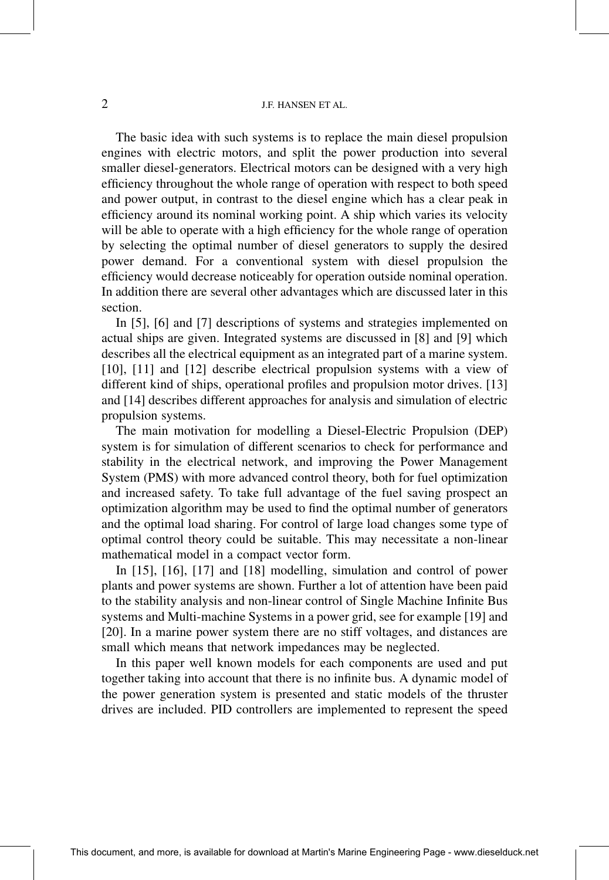The basic idea with such systems is to replace the main diesel propulsion engines with electric motors, and split the power production into several smaller diesel-generators. Electrical motors can be designed with a very high efficiency throughout the whole range of operation with respect to both speed and power output, in contrast to the diesel engine which has a clear peak in efficiency around its nominal working point. A ship which varies its velocity will be able to operate with a high efficiency for the whole range of operation by selecting the optimal number of diesel generators to supply the desired power demand. For a conventional system with diesel propulsion the efficiency would decrease noticeably for operation outside nominal operation. In addition there are several other advantages which are discussed later in this section.

In [5], [6] and [7] descriptions of systems and strategies implemented on actual ships are given. Integrated systems are discussed in [8] and [9] which describes all the electrical equipment as an integrated part of a marine system. [10], [11] and [12] describe electrical propulsion systems with a view of different kind of ships, operational profiles and propulsion motor drives. [13] and [14] describes different approaches for analysis and simulation of electric propulsion systems.

The main motivation for modelling a Diesel-Electric Propulsion (DEP) system is for simulation of different scenarios to check for performance and stability in the electrical network, and improving the Power Management System (PMS) with more advanced control theory, both for fuel optimization and increased safety. To take full advantage of the fuel saving prospect an optimization algorithm may be used to find the optimal number of generators and the optimal load sharing. For control of large load changes some type of optimal control theory could be suitable. This may necessitate a non-linear mathematical model in a compact vector form.

In [15], [16], [17] and [18] modelling, simulation and control of power plants and power systems are shown. Further a lot of attention have been paid to the stability analysis and non-linear control of Single Machine Infinite Bus systems and Multi-machine Systems in a power grid, see for example [19] and [20]. In a marine power system there are no stiff voltages, and distances are small which means that network impedances may be neglected.

In this paper well known models for each components are used and put together taking into account that there is no infinite bus. A dynamic model of the power generation system is presented and static models of the thruster drives are included. PID controllers are implemented to represent the speed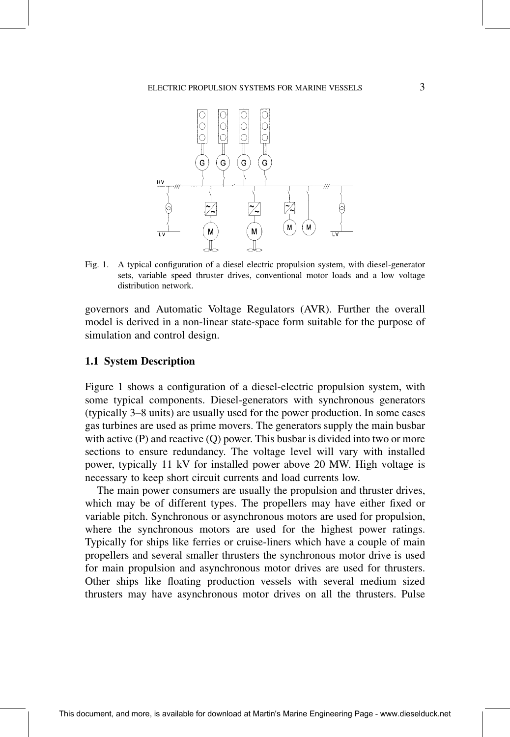Fig. 1. A typical configuration of a diesel electric propulsion system, with diesel-generator sets, variable speed thruster drives, conventional motor loads and a low voltage distribution network.

governors and Automatic Voltage Regulators (AVR). Further the overall model is derived in a non-linear state-space form suitable for the purpose of simulation and control design.

### 1.1 System Description

Figure 1 shows a configuration of a diesel-electric propulsion system, with some typical components. Diesel-generators with synchronous generators (typically 3–8 units) are usually used for the power production. In some cases gas turbines are used as prime movers. The generators supply the main busbar with active (P) and reactive (Q) power. This busbar is divided into two or more sections to ensure redundancy. The voltage level will vary with installed power, typically 11 kV for installed power above 20 MW. High voltage is necessary to keep short circuit currents and load currents low.

The main power consumers are usually the propulsion and thruster drives, which may be of different types. The propellers may have either fixed or variable pitch. Synchronous or asynchronous motors are used for propulsion, where the synchronous motors are used for the highest power ratings. Typically for ships like ferries or cruise-liners which have a couple of main propellers and several smaller thrusters the synchronous motor drive is used for main propulsion and asynchronous motor drives are used for thrusters. Other ships like floating production vessels with several medium sized thrusters may have asynchronous motor drives on all the thrusters. Pulse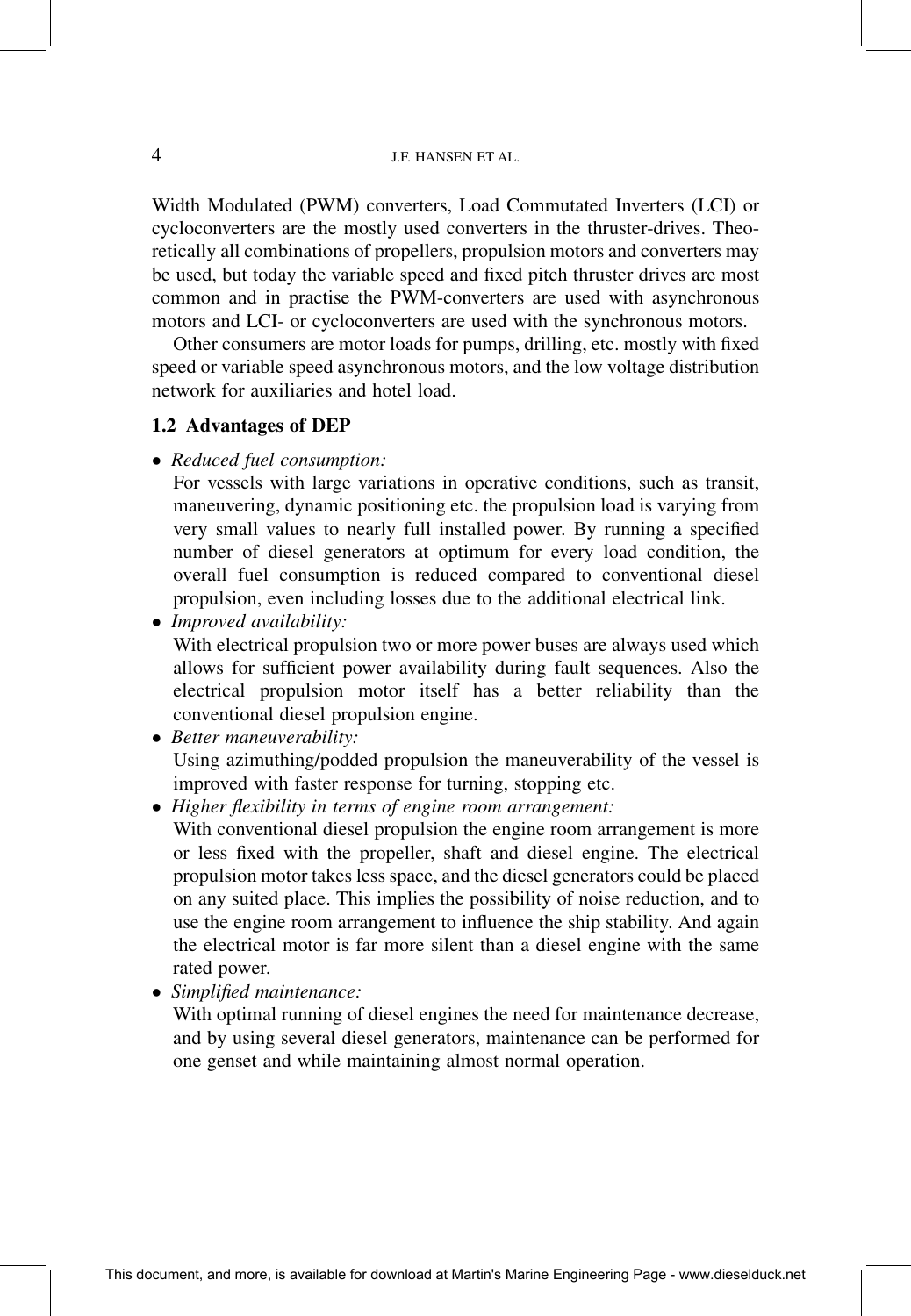Width Modulated (PWM) converters, Load Commutated Inverters (LCI) or cycloconverters are the mostly used converters in the thruster-drives. Theoretically all combinations of propellers, propulsion motors and converters may be used, but today the variable speed and fixed pitch thruster drives are most common and in practise the PWM-converters are used with asynchronous motors and LCI- or cycloconverters are used with the synchronous motors.

Other consumers are motor loads for pumps, drilling, etc. mostly with fixed speed or variable speed asynchronous motors, and the low voltage distribution network for auxiliaries and hotel load.

### 1.2 Advantages of DEP

- *Reduced fuel consumption:*
  For vessels with large variations in operative conditions, such as transit, maneuvering, dynamic positioning etc. the propulsion load is varying from very small values to nearly full installed power. By running a specified number of diesel generators at optimum for every load condition, the overall fuel consumption is reduced compared to conventional diesel propulsion, even including losses due to the additional electrical link.
- *Improved availability:*
  With electrical propulsion two or more power buses are always used which allows for sufficient power availability during fault sequences. Also the electrical propulsion motor itself has a better reliability than the conventional diesel propulsion engine.
- *Better maneuverability:*
  Using azimuthing/podded propulsion the maneuverability of the vessel is improved with faster response for turning, stopping etc.
- *Higher flexibility in terms of engine room arrangement:*
  With conventional diesel propulsion the engine room arrangement is more or less fixed with the propeller, shaft and diesel engine. The electrical propulsion motor takes less space, and the diesel generators could be placed on any suited place. This implies the possibility of noise reduction, and to use the engine room arrangement to influence the ship stability. And again the electrical motor is far more silent than a diesel engine with the same rated power.
- *Simplified maintenance:*
  With optimal running of diesel engines the need for maintenance decrease, and by using several diesel generators, maintenance can be performed for one genset and while maintaining almost normal operation.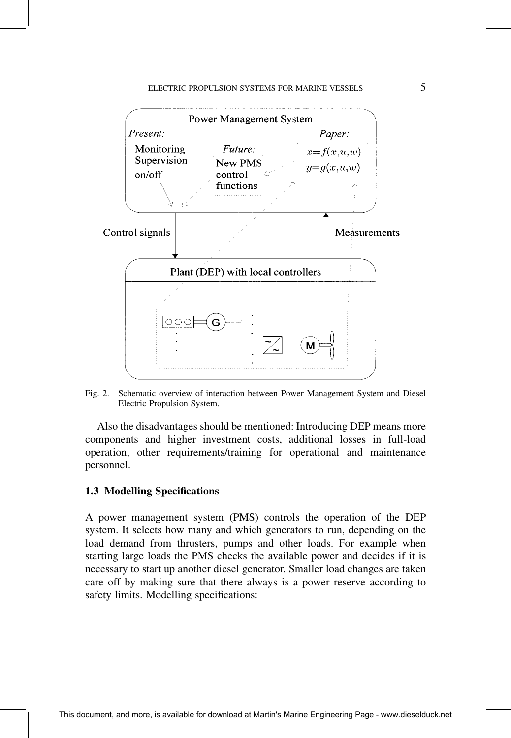Fig. 2. Schematic overview of interaction between Power Management System and Diesel Electric Propulsion System.

Also the disadvantages should be mentioned: Introducing DEP means more components and higher investment costs, additional losses in full-load operation, other requirements/training for operational and maintenance personnel.

### 1.3 Modelling Specifications

A power management system (PMS) controls the operation of the DEP system. It selects how many and which generators to run, depending on the load demand from thrusters, pumps and other loads. For example when starting large loads the PMS checks the available power and decides if it is necessary to start up another diesel generator. Smaller load changes are taken care off by making sure that there always is a power reserve according to safety limits. Modelling specifications: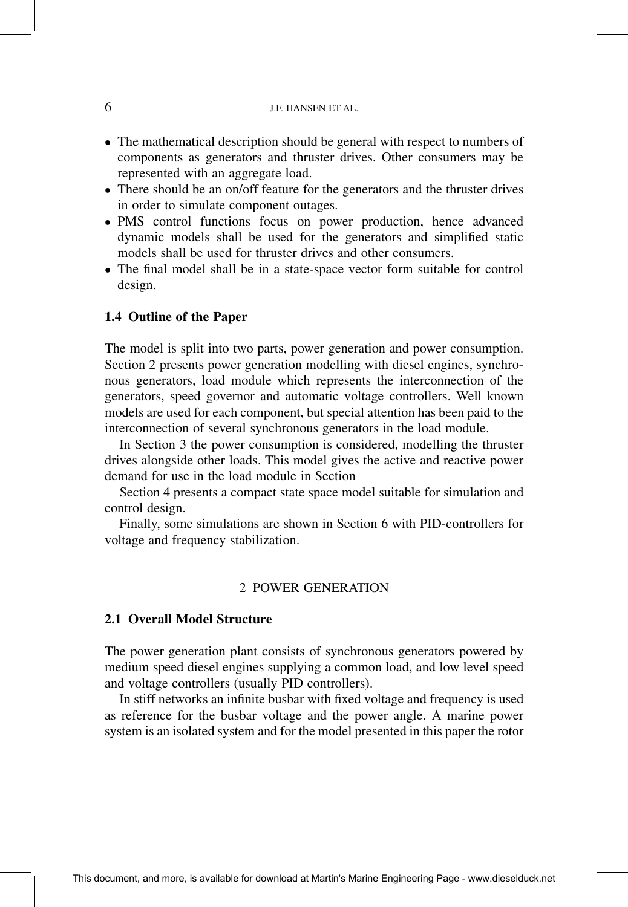- The mathematical description should be general with respect to numbers of components as generators and thruster drives. Other consumers may be represented with an aggregate load.
- There should be an on/off feature for the generators and the thruster drives in order to simulate component outages.
- PMS control functions focus on power production, hence advanced dynamic models shall be used for the generators and simplified static models shall be used for thruster drives and other consumers.
- The final model shall be in a state-space vector form suitable for control design.

### 1.4 Outline of the Paper

The model is split into two parts, power generation and power consumption. Section 2 presents power generation modelling with diesel engines, synchronous generators, load module which represents the interconnection of the generators, speed governor and automatic voltage controllers. Well known models are used for each component, but special attention has been paid to the interconnection of several synchronous generators in the load module.

In Section 3 the power consumption is considered, modelling the thruster drives alongside other loads. This model gives the active and reactive power demand for use in the load module in Section

Section 4 presents a compact state space model suitable for simulation and control design.

Finally, some simulations are shown in Section 6 with PID-controllers for voltage and frequency stabilization.

## 2 POWER GENERATION

### 2.1 Overall Model Structure

The power generation plant consists of synchronous generators powered by medium speed diesel engines supplying a common load, and low level speed and voltage controllers (usually PID controllers).

In stiff networks an infinite busbar with fixed voltage and frequency is used as reference for the busbar voltage and the power angle. A marine power system is an isolated system and for the model presented in this paper the rotor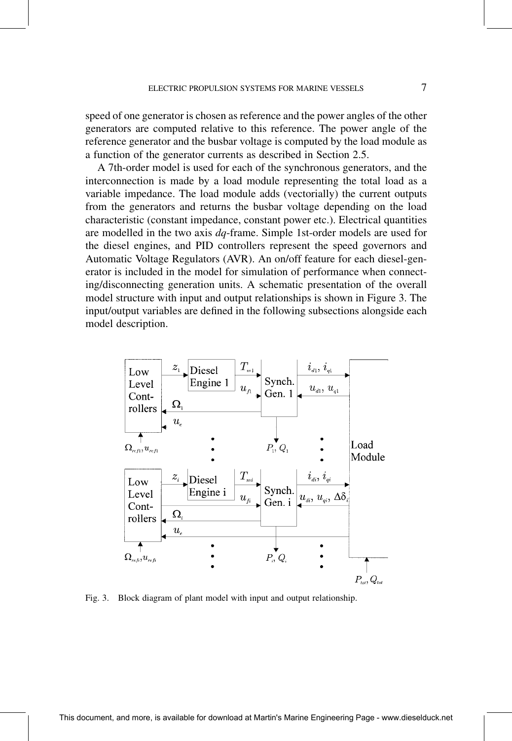speed of one generator is chosen as reference and the power angles of the other generators are computed relative to this reference. The power angle of the reference generator and the busbar voltage is computed by the load module as a function of the generator currents as described in Section 2.5.

A 7th-order model is used for each of the synchronous generators, and the interconnection is made by a load module representing the total load as a variable impedance. The load module adds (vectorially) the current outputs from the generators and returns the busbar voltage depending on the load characteristic (constant impedance, constant power etc.). Electrical quantities are modelled in the two axis *dq*-frame. Simple 1st-order models are used for the diesel engines, and PID controllers represent the speed governors and Automatic Voltage Regulators (AVR). An on/off feature for each diesel-generator is included in the model for simulation of performance when connecting/disconnecting generation units. A schematic presentation of the overall model structure with input and output relationships is shown in Figure 3. The input/output variables are defined in the following subsections alongside each model description.

Fig. 3. Block diagram of plant model with input and output relationship.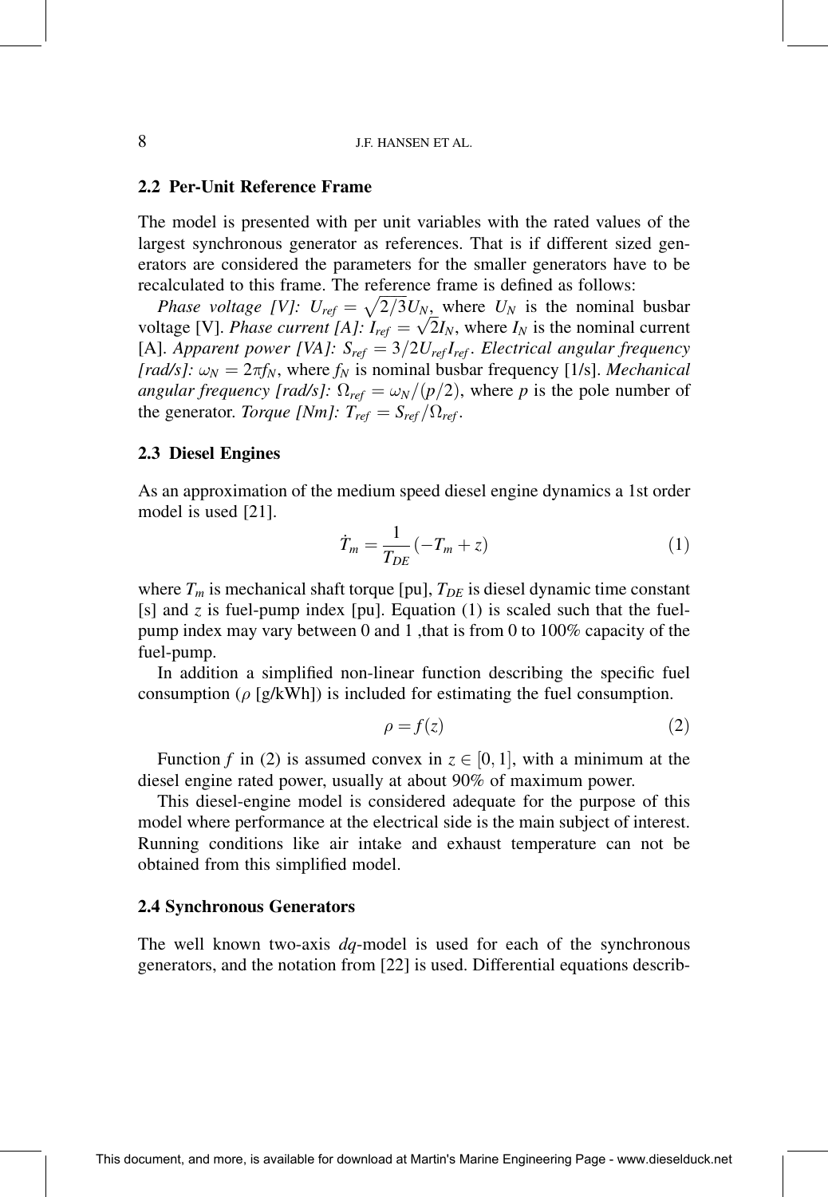## 2.2 Per-Unit Reference Frame

The model is presented with per unit variables with the rated values of the largest synchronous generator as references. That is if different sized generators are considered the parameters for the smaller generators have to be recalculated to this frame. The reference frame is defined as follows:

*Phase voltage [V]:* $U_{ref} = \sqrt{2/3}U_N$, where $U_N$ is the nominal busbar voltage [V]. *Phase current [A]:* $I_{ref} = \sqrt{2}I_N$, where $I_N$ is the nominal current [A]. *Apparent power [VA]:* $S_{ref} = 3/2U_{ref}I_{ref}$. *Electrical angular frequency [rad/s]:* $\omega_N = 2\pi f_N$, where $f_N$ is nominal busbar frequency [1/s]. *Mechanical angular frequency [rad/s]:* $\Omega_{ref} = \omega_N/(p/2)$, where $p$ is the pole number of the generator. *Torque [Nm]:* $T_{ref} = S_{ref}/\Omega_{ref}$.

## 2.3 Diesel Engines

As an approximation of the medium speed diesel engine dynamics a 1st order model is used [21].

$$\dot{T}_m = \frac{1}{T_{DE}}(-T_m + z) \tag{1}$$

where $T_m$ is mechanical shaft torque [pu], $T_{DE}$ is diesel dynamic time constant [s] and $z$ is fuel-pump index [pu]. Equation (1) is scaled such that the fuel-pump index may vary between 0 and 1 ,that is from 0 to 100% capacity of the fuel-pump.

In addition a simplified non-linear function describing the specific fuel consumption ($\rho$ [g/kWh]) is included for estimating the fuel consumption.

$$\rho = f(z) \tag{2}$$

Function $f$ in (2) is assumed convex in $z \in [0, 1]$, with a minimum at the diesel engine rated power, usually at about 90% of maximum power.

This diesel-engine model is considered adequate for the purpose of this model where performance at the electrical side is the main subject of interest. Running conditions like air intake and exhaust temperature can not be obtained from this simplified model.

## 2.4 Synchronous Generators

The well known two-axis *dq*-model is used for each of the synchronous generators, and the notation from [22] is used. Differential equations describ-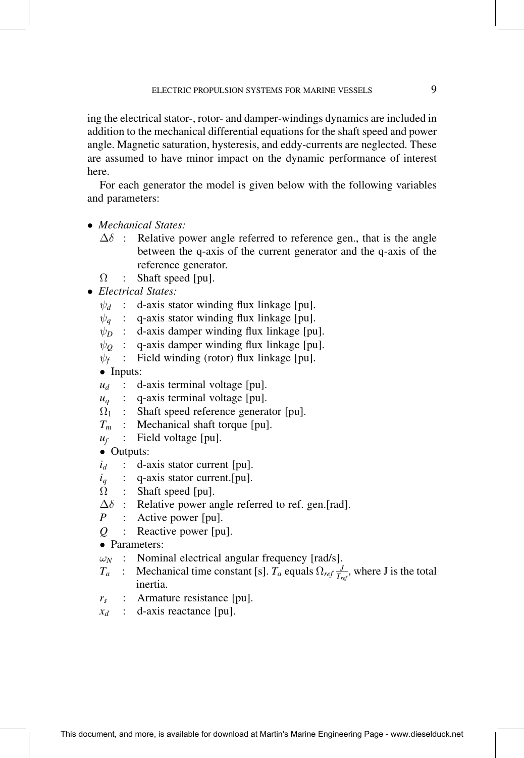ing the electrical stator-, rotor- and damper-windings dynamics are included in addition to the mechanical differential equations for the shaft speed and power angle. Magnetic saturation, hysteresis, and eddy-currents are neglected. These are assumed to have minor impact on the dynamic performance of interest here.

For each generator the model is given below with the following variables and parameters:

- *Mechanical States:*
  - $\Delta\delta$ : Relative power angle referred to reference gen., that is the angle between the q-axis of the current generator and the q-axis of the reference generator.
  - $\Omega$ : Shaft speed [pu].
- *Electrical States:*
  - $\psi_d$ : d-axis stator winding flux linkage [pu].
  - $\psi_q$ : q-axis stator winding flux linkage [pu].
  - $\psi_D$ : d-axis damper winding flux linkage [pu].
  - $\psi_Q$ : q-axis damper winding flux linkage [pu].
  - $\psi_f$ : Field winding (rotor) flux linkage [pu].
  - Inputs:
  - $u_d$ : d-axis terminal voltage [pu].
  - $u_q$ : q-axis terminal voltage [pu].
  - $\Omega_1$ : Shaft speed reference generator [pu].
  - $T_m$ : Mechanical shaft torque [pu].
  - $u_f$ : Field voltage [pu].
  - Outputs:
  - $i_d$ : d-axis stator current [pu].
  - $i_q$ : q-axis stator current.[pu].
  - $\Omega$ : Shaft speed [pu].
  - $\Delta\delta$ : Relative power angle referred to ref. gen.[rad].
  - $P$ : Active power [pu].
  - $Q$ : Reactive power [pu].
  - Parameters:
  - $\omega_N$ : Nominal electrical angular frequency [rad/s].
  - $T_a$ : Mechanical time constant [s]. $T_a$ equals $\Omega_{ref} \frac{J}{T_{ref}}$, where J is the total inertia.
  - $r_s$ : Armature resistance [pu].
  - $x_d$ : d-axis reactance [pu].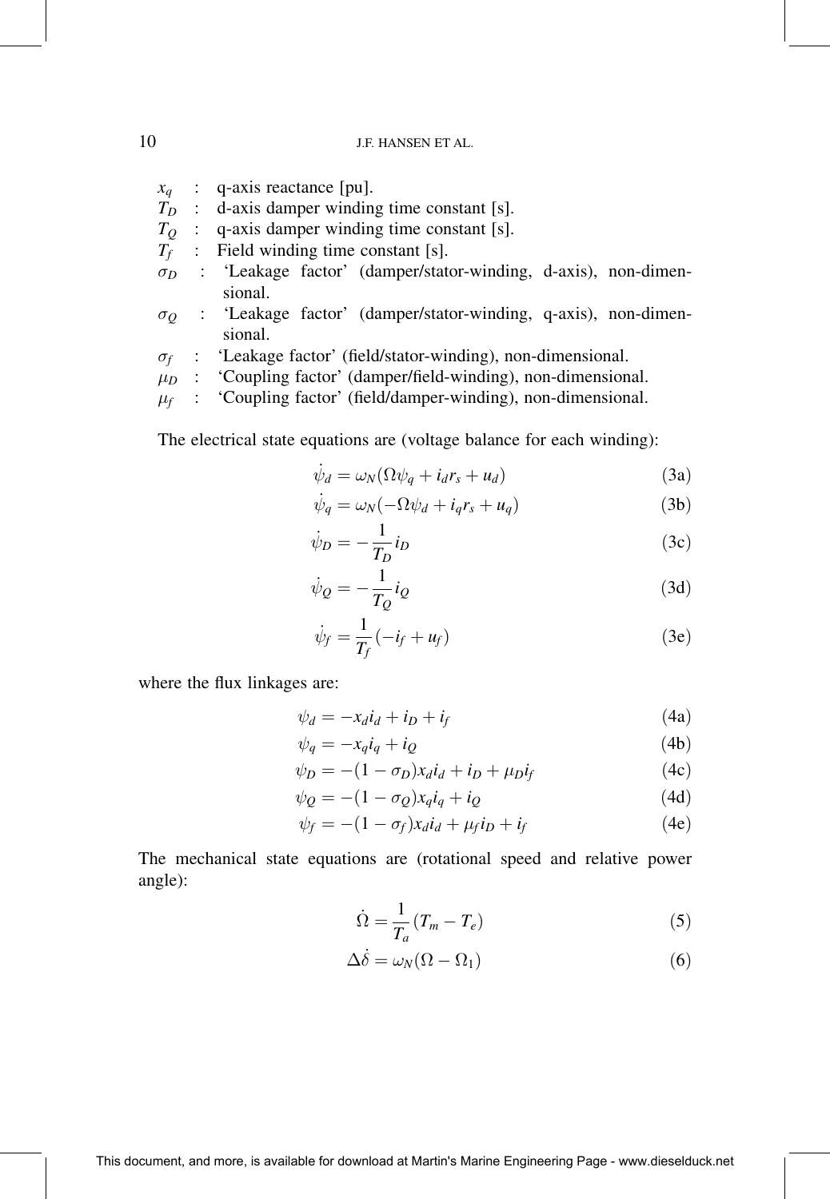- $x_q$ : q-axis reactance [pu].
- $T_D$ : d-axis damper winding time constant [s].
- $T_Q$ : q-axis damper winding time constant [s].
- $T_f$ : Field winding time constant [s].
- $\sigma_D$ : 'Leakage factor' (damper/stator-winding, d-axis), non-dimensional.
- $\sigma_Q$ : 'Leakage factor' (damper/stator-winding, q-axis), non-dimensional.
- $\sigma_f$ : 'Leakage factor' (field/stator-winding), non-dimensional.
- $\mu_D$ : 'Coupling factor' (damper/field-winding), non-dimensional.
- $\mu_f$ : 'Coupling factor' (field/damper-winding), non-dimensional.

The electrical state equations are (voltage balance for each winding):

$$\dot{\psi}_d = \omega_N(\Omega\psi_q + i_d r_s + u_d) \tag{3a}$$

$$\dot{\psi}_q = \omega_N(-\Omega\psi_d + i_q r_s + u_q) \tag{3b}$$

$$\dot{\psi}_D = -\frac{1}{T_D} i_D \tag{3c}$$

$$\dot{\psi}_Q = -\frac{1}{T_Q} i_Q \tag{3d}$$

$$\dot{\psi}_f = \frac{1}{T_f}(-i_f + u_f) \tag{3e}$$

where the flux linkages are:

$$\psi_d = -x_d i_d + i_D + i_f \tag{4a}$$

$$\psi_q = -x_q i_q + i_Q \tag{4b}$$

$$\psi_D = -(1-\sigma_D)x_d i_d + i_D + \mu_D i_f \tag{4c}$$

$$\psi_Q = -(1-\sigma_Q)x_q i_q + i_Q \tag{4d}$$

$$\psi_f = -(1-\sigma_f)x_d i_d + \mu_f i_D + i_f \tag{4e}$$

The mechanical state equations are (rotational speed and relative power angle):

$$\dot{\Omega} = \frac{1}{T_a}(T_m - T_e) \tag{5}$$

$$\Delta\dot{\delta} = \omega_N(\Omega - \Omega_1) \tag{6}$$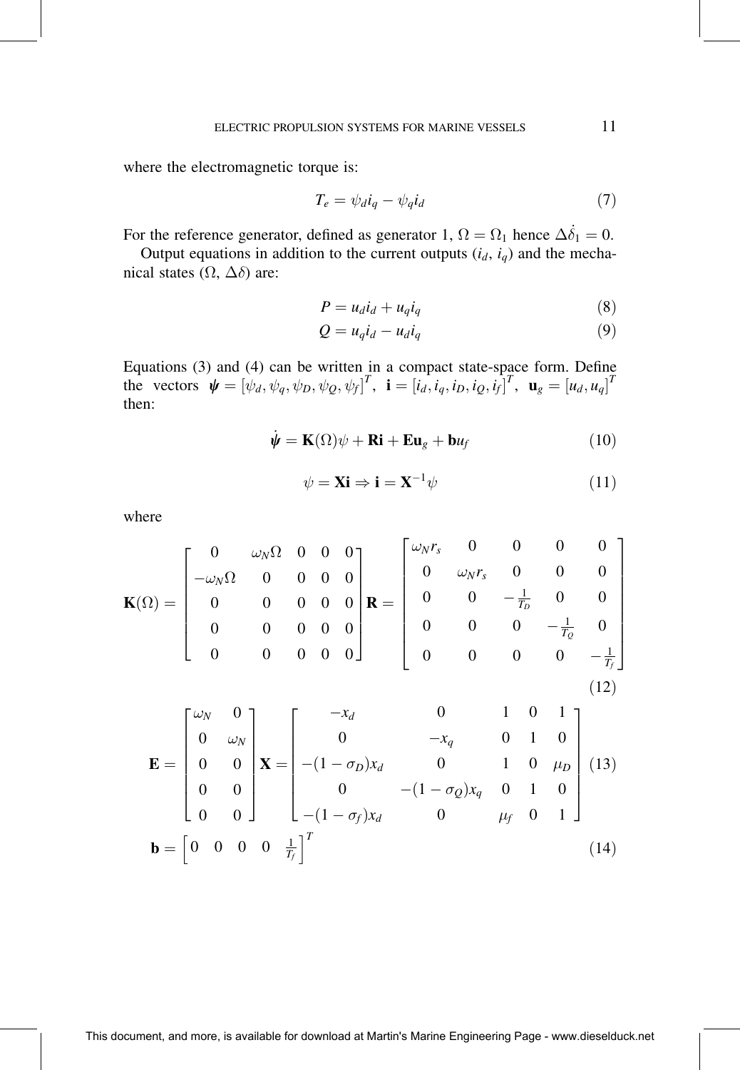where the electromagnetic torque is:

$$T_e = \psi_d i_q - \psi_q i_d \tag{7}$$

For the reference generator, defined as generator 1, $\Omega = \Omega_1$ hence $\Delta\dot{\delta}_1 = 0$.

Output equations in addition to the current outputs ($i_d$, $i_q$) and the mechanical states ($\Omega$, $\Delta\delta$) are:

$$P = u_d i_d + u_q i_q \tag{8}$$

$$Q = u_q i_d - u_d i_q \tag{9}$$

Equations (3) and (4) can be written in a compact state-space form. Define the vectors $\boldsymbol{\psi} = [\psi_d, \psi_q, \psi_D, \psi_Q, \psi_f]^T$, $\mathbf{i} = [i_d, i_q, i_D, i_Q, i_f]^T$, $\mathbf{u}_g = [u_d, u_q]^T$ then:

$$\dot{\boldsymbol{\psi}} = \mathbf{K}(\Omega)\psi + \mathbf{R}\mathbf{i} + \mathbf{E}\mathbf{u}_g + \mathbf{b}u_f \tag{10}$$

$$\psi = \mathbf{X}\mathbf{i} \Rightarrow \mathbf{i} = \mathbf{X}^{-1}\psi \tag{11}$$

where

$$\mathbf{K}(\Omega) = \begin{bmatrix} 0 & \omega_N\Omega & 0 & 0 & 0 \\ -\omega_N\Omega & 0 & 0 & 0 & 0 \\ 0 & 0 & 0 & 0 & 0 \\ 0 & 0 & 0 & 0 & 0 \\ 0 & 0 & 0 & 0 & 0 \end{bmatrix} \mathbf{R} = \begin{bmatrix} \omega_N r_s & 0 & 0 & 0 & 0 \\ 0 & \omega_N r_s & 0 & 0 & 0 \\ 0 & 0 & -\frac{1}{T_D} & 0 & 0 \\ 0 & 0 & 0 & -\frac{1}{T_Q} & 0 \\ 0 & 0 & 0 & 0 & -\frac{1}{T_f} \end{bmatrix} \tag{12}$$

$$\mathbf{E} = \begin{bmatrix} \omega_N & 0 \\ 0 & \omega_N \\ 0 & 0 \\ 0 & 0 \\ 0 & 0 \end{bmatrix} \mathbf{X} = \begin{bmatrix} -x_d & 0 & 1 & 0 & 1 \\ 0 & -x_q & 0 & 1 & 0 \\ -(1-\sigma_D)x_d & 0 & 1 & 0 & \mu_D \\ 0 & -(1-\sigma_Q)x_q & 0 & 1 & 0 \\ -(1-\sigma_f)x_d & 0 & \mu_f & 0 & 1 \end{bmatrix} \tag{13}$$

$$\mathbf{b} = \begin{bmatrix} 0 & 0 & 0 & 0 & \frac{1}{T_f} \end{bmatrix}^T \tag{14}$$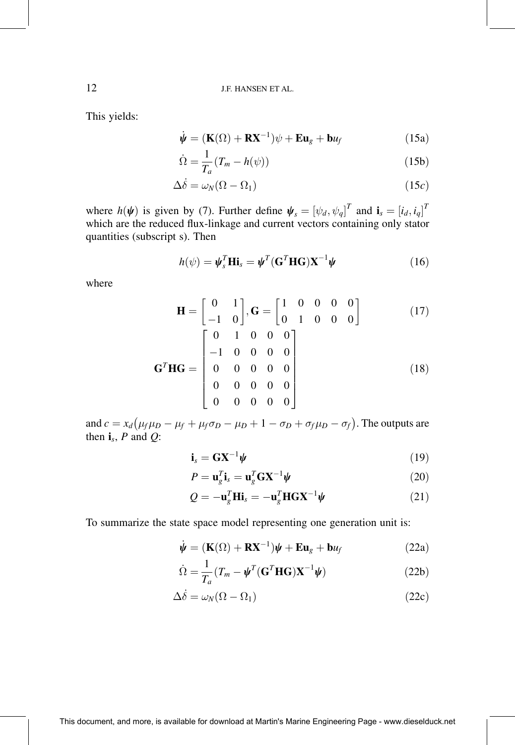This yields:

$$\dot{\boldsymbol{\psi}} = (\mathbf{K}(\Omega) + \mathbf{R}\mathbf{X}^{-1})\psi + \mathbf{E}\mathbf{u}_g + \mathbf{b}u_f \tag{15a}$$

$$\dot{\Omega} = \frac{1}{T_a}(T_m - h(\psi)) \tag{15b}$$

$$\Delta\dot{\delta} = \omega_N(\Omega - \Omega_1) \tag{15c}$$

where $h(\boldsymbol{\psi})$ is given by (7). Further define $\boldsymbol{\psi}_s = [\psi_d, \psi_q]^T$ and $\mathbf{i}_s = [i_d, i_q]^T$ which are the reduced flux-linkage and current vectors containing only stator quantities (subscript s). Then

$$h(\psi) = \boldsymbol{\psi}_s^T \mathbf{H} \mathbf{i}_s = \boldsymbol{\psi}^T (\mathbf{G}^T \mathbf{H} \mathbf{G}) \mathbf{X}^{-1} \boldsymbol{\psi} \tag{16}$$

where

$$\mathbf{H} = \begin{bmatrix} 0 & 1 \\ -1 & 0 \end{bmatrix}, \mathbf{G} = \begin{bmatrix} 1 & 0 & 0 & 0 & 0 \\ 0 & 1 & 0 & 0 & 0 \end{bmatrix} \tag{17}$$

$$\mathbf{G}^T \mathbf{H} \mathbf{G} = \begin{bmatrix} 0 & 1 & 0 & 0 & 0 \\ -1 & 0 & 0 & 0 & 0 \\ 0 & 0 & 0 & 0 & 0 \\ 0 & 0 & 0 & 0 & 0 \\ 0 & 0 & 0 & 0 & 0 \end{bmatrix} \tag{18}$$

and $c = x_d(\mu_f \mu_D - \mu_f + \mu_f \sigma_D - \mu_D + 1 - \sigma_D + \sigma_f \mu_D - \sigma_f)$. The outputs are then $\mathbf{i}_s$, $P$ and $Q$:

$$\mathbf{i}_s = \mathbf{G}\mathbf{X}^{-1}\boldsymbol{\psi} \tag{19}$$

$$P = \mathbf{u}_g^T \mathbf{i}_s = \mathbf{u}_g^T \mathbf{G} \mathbf{X}^{-1} \boldsymbol{\psi} \tag{20}$$

$$Q = -\mathbf{u}_g^T \mathbf{H} \mathbf{i}_s = -\mathbf{u}_g^T \mathbf{H} \mathbf{G} \mathbf{X}^{-1} \boldsymbol{\psi} \tag{21}$$

To summarize the state space model representing one generation unit is:

$$\dot{\boldsymbol{\psi}} = (\mathbf{K}(\Omega) + \mathbf{R}\mathbf{X}^{-1})\boldsymbol{\psi} + \mathbf{E}\mathbf{u}_g + \mathbf{b}u_f \tag{22a}$$

$$\dot{\Omega} = \frac{1}{T_a}(T_m - \boldsymbol{\psi}^T (\mathbf{G}^T \mathbf{H} \mathbf{G}) \mathbf{X}^{-1} \boldsymbol{\psi}) \tag{22b}$$

$$\Delta\dot{\delta} = \omega_N(\Omega - \Omega_1) \tag{22c}$$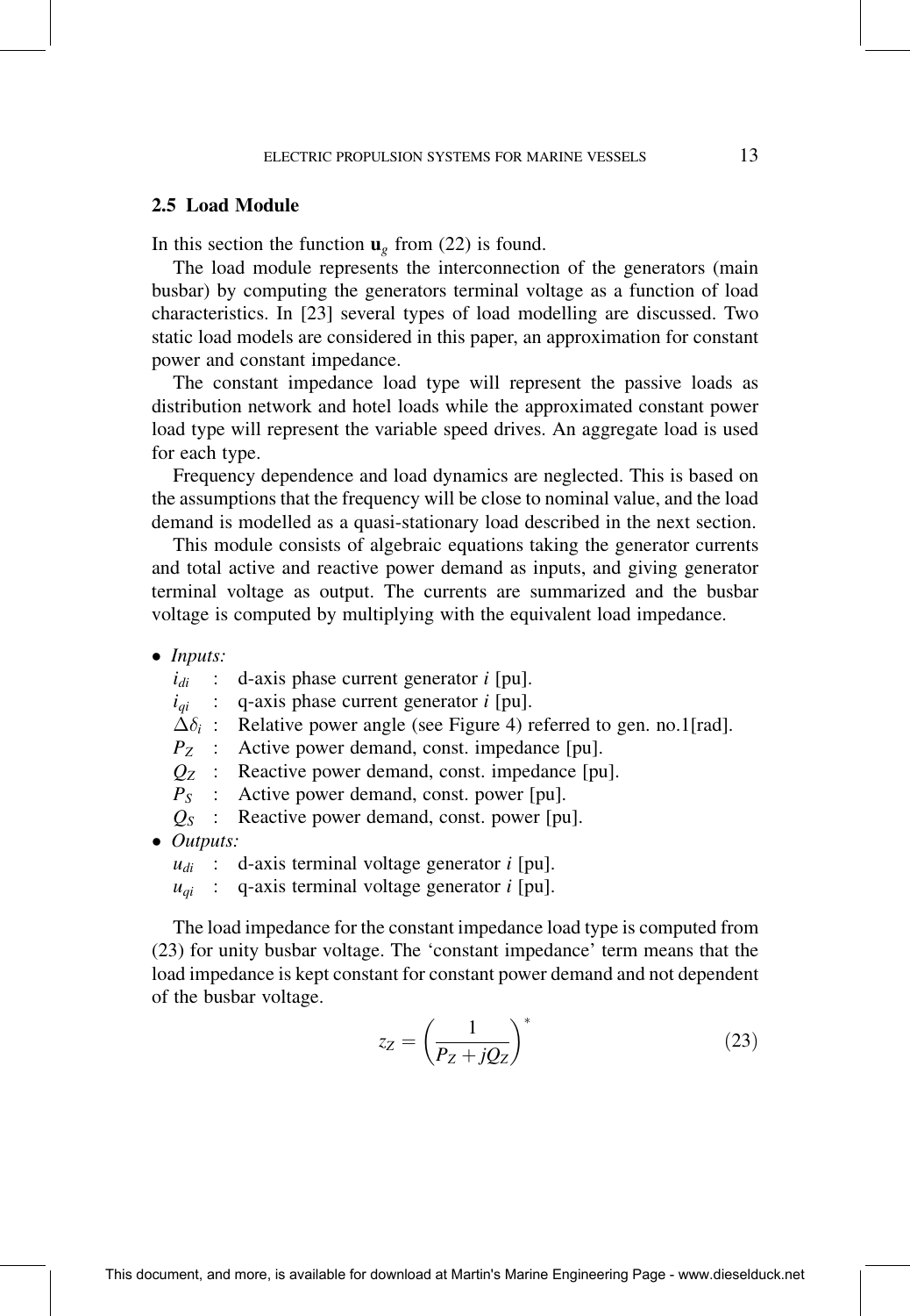### 2.5 Load Module

In this section the function $\mathbf{u}_g$ from (22) is found.

The load module represents the interconnection of the generators (main busbar) by computing the generators terminal voltage as a function of load characteristics. In [23] several types of load modelling are discussed. Two static load models are considered in this paper, an approximation for constant power and constant impedance.

The constant impedance load type will represent the passive loads as distribution network and hotel loads while the approximated constant power load type will represent the variable speed drives. An aggregate load is used for each type.

Frequency dependence and load dynamics are neglected. This is based on the assumptions that the frequency will be close to nominal value, and the load demand is modelled as a quasi-stationary load described in the next section.

This module consists of algebraic equations taking the generator currents and total active and reactive power demand as inputs, and giving generator terminal voltage as output. The currents are summarized and the busbar voltage is computed by multiplying with the equivalent load impedance.

- *Inputs:*
  - $i_{di}$ : d-axis phase current generator $i$ [pu].
  - $i_{qi}$ : q-axis phase current generator $i$ [pu].
  - $\Delta\delta_i$ : Relative power angle (see Figure 4) referred to gen. no.1[rad].
  - $P_Z$ : Active power demand, const. impedance [pu].
  - $Q_Z$ : Reactive power demand, const. impedance [pu].
  - $P_S$ : Active power demand, const. power [pu].
  - $Q_S$ : Reactive power demand, const. power [pu].
- *Outputs:*
  - $u_{di}$ : d-axis terminal voltage generator $i$ [pu].
  - $u_{qi}$ : q-axis terminal voltage generator $i$ [pu].

The load impedance for the constant impedance load type is computed from (23) for unity busbar voltage. The 'constant impedance' term means that the load impedance is kept constant for constant power demand and not dependent of the busbar voltage.

$$z_Z = \left(\frac{1}{P_Z + jQ_Z}\right)^* \tag{23}$$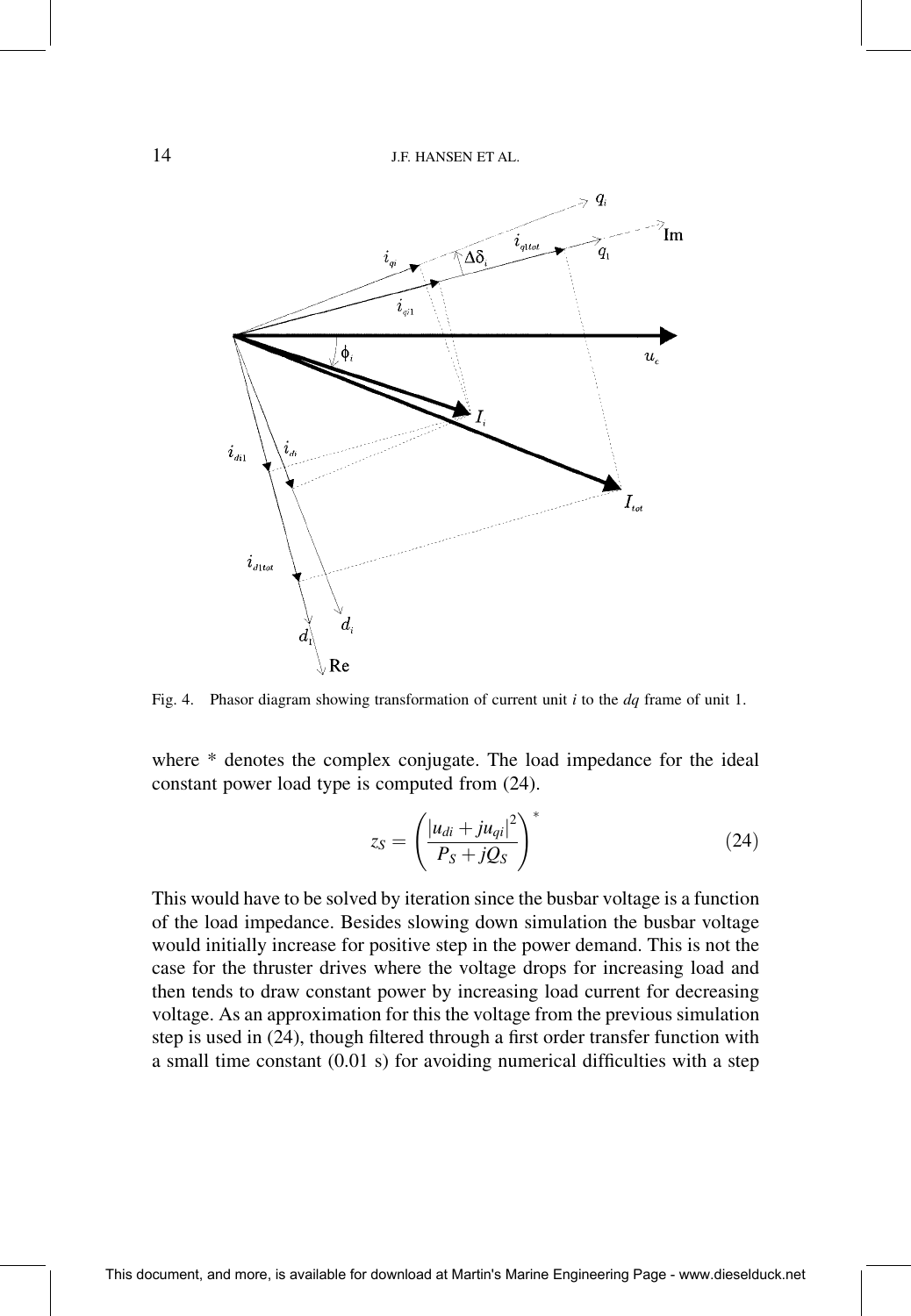Fig. 4. Phasor diagram showing transformation of current unit $i$ to the $dq$ frame of unit 1.

where * denotes the complex conjugate. The load impedance for the ideal constant power load type is computed from (24).

$$z_S = \left( \frac{|u_{di} + ju_{qi}|^2}{P_S + jQ_S} \right)^* \tag{24}$$

This would have to be solved by iteration since the busbar voltage is a function of the load impedance. Besides slowing down simulation the busbar voltage would initially increase for positive step in the power demand. This is not the case for the thruster drives where the voltage drops for increasing load and then tends to draw constant power by increasing load current for decreasing voltage. As an approximation for this the voltage from the previous simulation step is used in (24), though filtered through a first order transfer function with a small time constant (0.01 s) for avoiding numerical difficulties with a step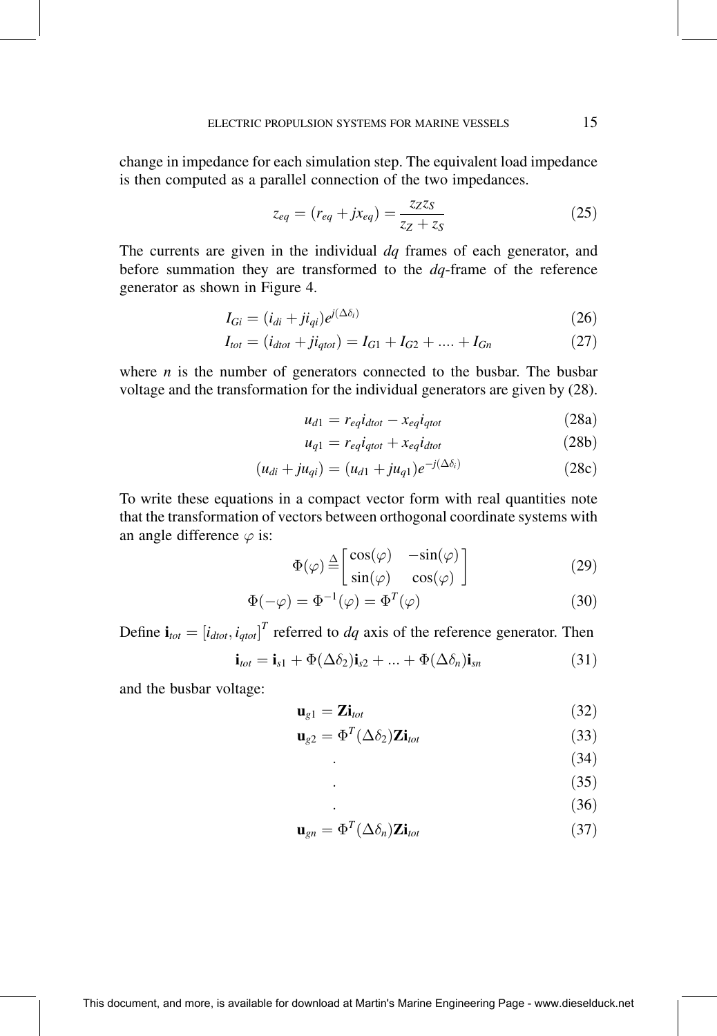change in impedance for each simulation step. The equivalent load impedance is then computed as a parallel connection of the two impedances.

$$z_{eq} = (r_{eq} + jx_{eq}) = \frac{z_Z z_S}{z_Z + z_S} \tag{25}$$

The currents are given in the individual *dq* frames of each generator, and before summation they are transformed to the *dq*-frame of the reference generator as shown in Figure 4.

$$I_{Gi} = (i_{di} + ji_{qi})e^{j(\Delta\delta_i)} \tag{26}$$

$$I_{tot} = (i_{dtot} + ji_{qtot}) = I_{G1} + I_{G2} + .... + I_{Gn} \tag{27}$$

where $n$ is the number of generators connected to the busbar. The busbar voltage and the transformation for the individual generators are given by (28).

$$u_{d1} = r_{eq}i_{dtot} - x_{eq}i_{qtot} \tag{28a}$$

$$u_{q1} = r_{eq}i_{qtot} + x_{eq}i_{dtot} \tag{28b}$$

$$(u_{di} + ju_{qi}) = (u_{d1} + ju_{q1})e^{-j(\Delta\delta_i)} \tag{28c}$$

To write these equations in a compact vector form with real quantities note that the transformation of vectors between orthogonal coordinate systems with an angle difference $\varphi$ is:

$$\Phi(\varphi) \triangleq \begin{bmatrix} \cos(\varphi) & -\sin(\varphi) \\ \sin(\varphi) & \cos(\varphi) \end{bmatrix} \tag{29}$$

$$\Phi(-\varphi) = \Phi^{-1}(\varphi) = \Phi^T(\varphi) \tag{30}$$

Define $\mathbf{i}_{tot} = [i_{dtot}, i_{qtot}]^T$ referred to *dq* axis of the reference generator. Then

$$\mathbf{i}_{tot} = \mathbf{i}_{s1} + \Phi(\Delta\delta_2)\mathbf{i}_{s2} + ... + \Phi(\Delta\delta_n)\mathbf{i}_{sn} \tag{31}$$

and the busbar voltage:

$$\mathbf{u}_{g1} = \mathbf{Z}\mathbf{i}_{tot} \tag{32}$$

$$\mathbf{u}_{g2} = \Phi^T(\Delta\delta_2)\mathbf{Z}\mathbf{i}_{tot} \tag{33}$$

$$. \tag{34}$$

$$. \tag{35}$$

$$. \tag{36}$$

$$\mathbf{u}_{gn} = \Phi^T(\Delta\delta_n)\mathbf{Z}\mathbf{i}_{tot} \tag{37}$$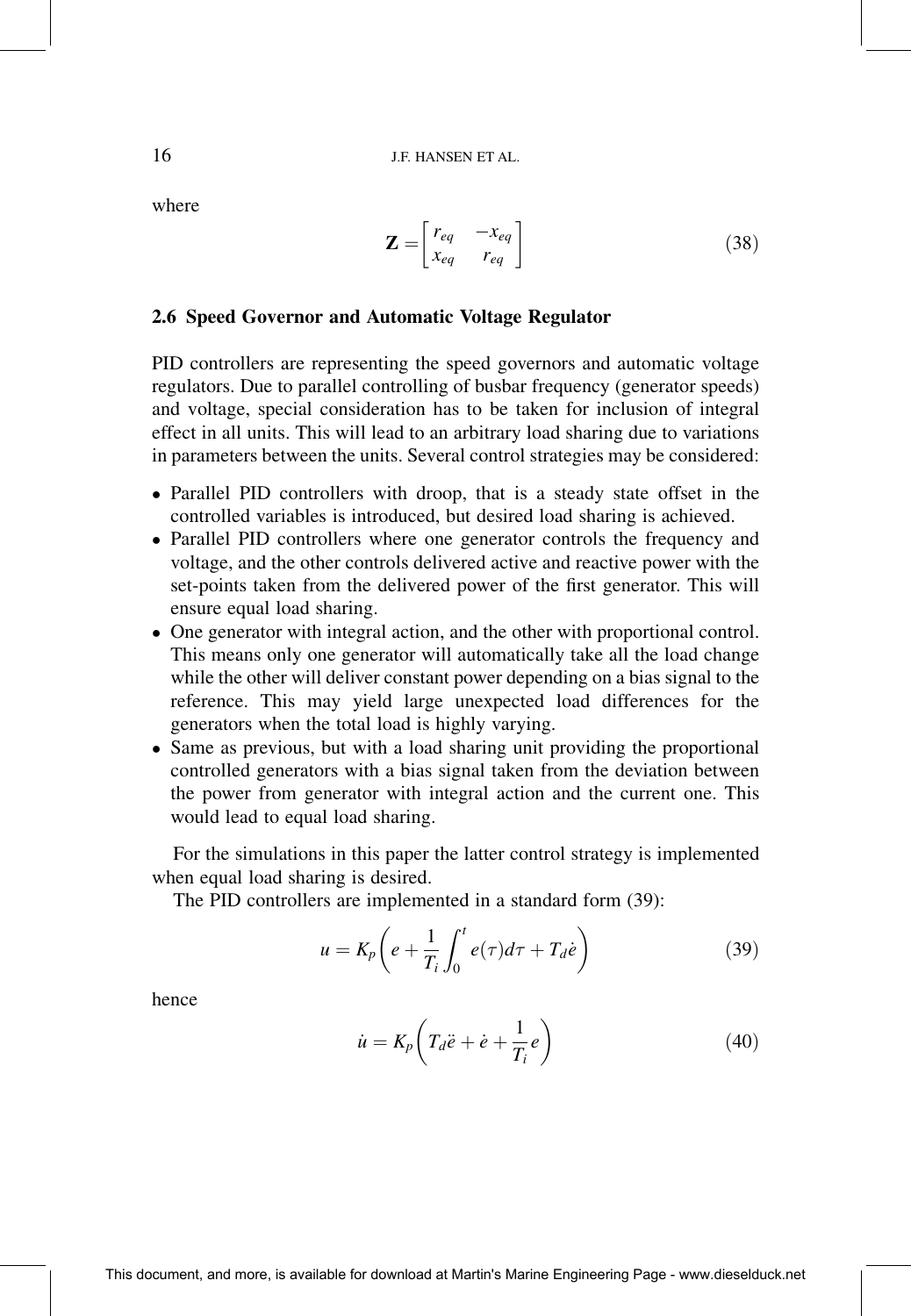where

$$\mathbf{Z} = \begin{bmatrix} r_{eq} & -x_{eq} \\ x_{eq} & r_{eq} \end{bmatrix} \tag{38}$$

### 2.6 Speed Governor and Automatic Voltage Regulator

PID controllers are representing the speed governors and automatic voltage regulators. Due to parallel controlling of busbar frequency (generator speeds) and voltage, special consideration has to be taken for inclusion of integral effect in all units. This will lead to an arbitrary load sharing due to variations in parameters between the units. Several control strategies may be considered:

- Parallel PID controllers with droop, that is a steady state offset in the controlled variables is introduced, but desired load sharing is achieved.
- Parallel PID controllers where one generator controls the frequency and voltage, and the other controls delivered active and reactive power with the set-points taken from the delivered power of the first generator. This will ensure equal load sharing.
- One generator with integral action, and the other with proportional control. This means only one generator will automatically take all the load change while the other will deliver constant power depending on a bias signal to the reference. This may yield large unexpected load differences for the generators when the total load is highly varying.
- Same as previous, but with a load sharing unit providing the proportional controlled generators with a bias signal taken from the deviation between the power from generator with integral action and the current one. This would lead to equal load sharing.

For the simulations in this paper the latter control strategy is implemented when equal load sharing is desired.

The PID controllers are implemented in a standard form (39):

$$u = K_p \left( e + \frac{1}{T_i} \int_0^t e(\tau) d\tau + T_d \dot{e} \right) \tag{39}$$

hence

$$\dot{u} = K_p \left( T_d \ddot{e} + \dot{e} + \frac{1}{T_i} e \right) \tag{40}$$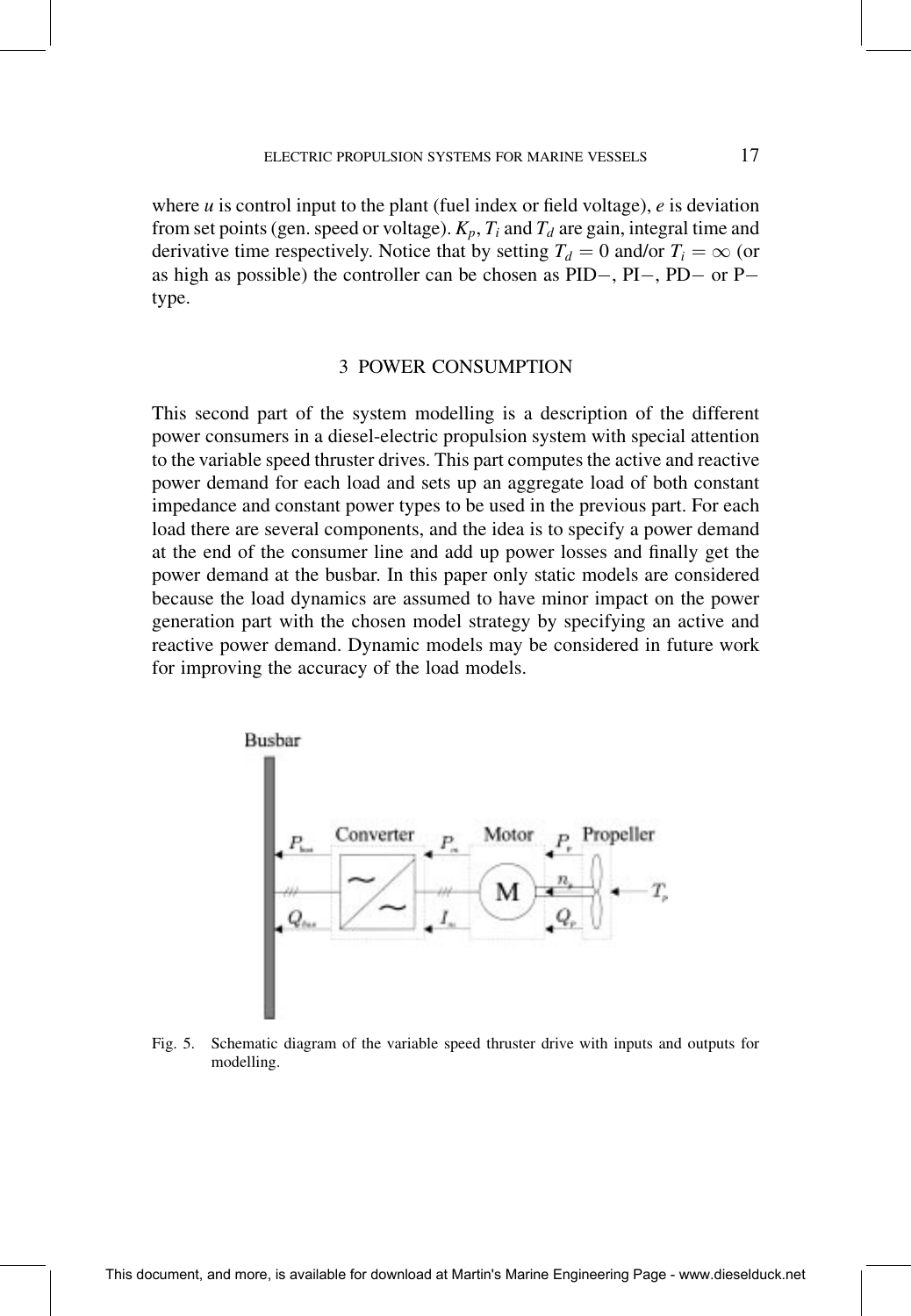where $u$ is control input to the plant (fuel index or field voltage), $e$ is deviation from set points (gen. speed or voltage). $K_p$, $T_i$ and $T_d$ are gain, integral time and derivative time respectively. Notice that by setting $T_d = 0$ and/or $T_i = \infty$ (or as high as possible) the controller can be chosen as PID−, PI−, PD− or P−type.

## 3 POWER CONSUMPTION

This second part of the system modelling is a description of the different power consumers in a diesel-electric propulsion system with special attention to the variable speed thruster drives. This part computes the active and reactive power demand for each load and sets up an aggregate load of both constant impedance and constant power types to be used in the previous part. For each load there are several components, and the idea is to specify a power demand at the end of the consumer line and add up power losses and finally get the power demand at the busbar. In this paper only static models are considered because the load dynamics are assumed to have minor impact on the power generation part with the chosen model strategy by specifying an active and reactive power demand. Dynamic models may be considered in future work for improving the accuracy of the load models.

Fig. 5. Schematic diagram of the variable speed thruster drive with inputs and outputs for modelling.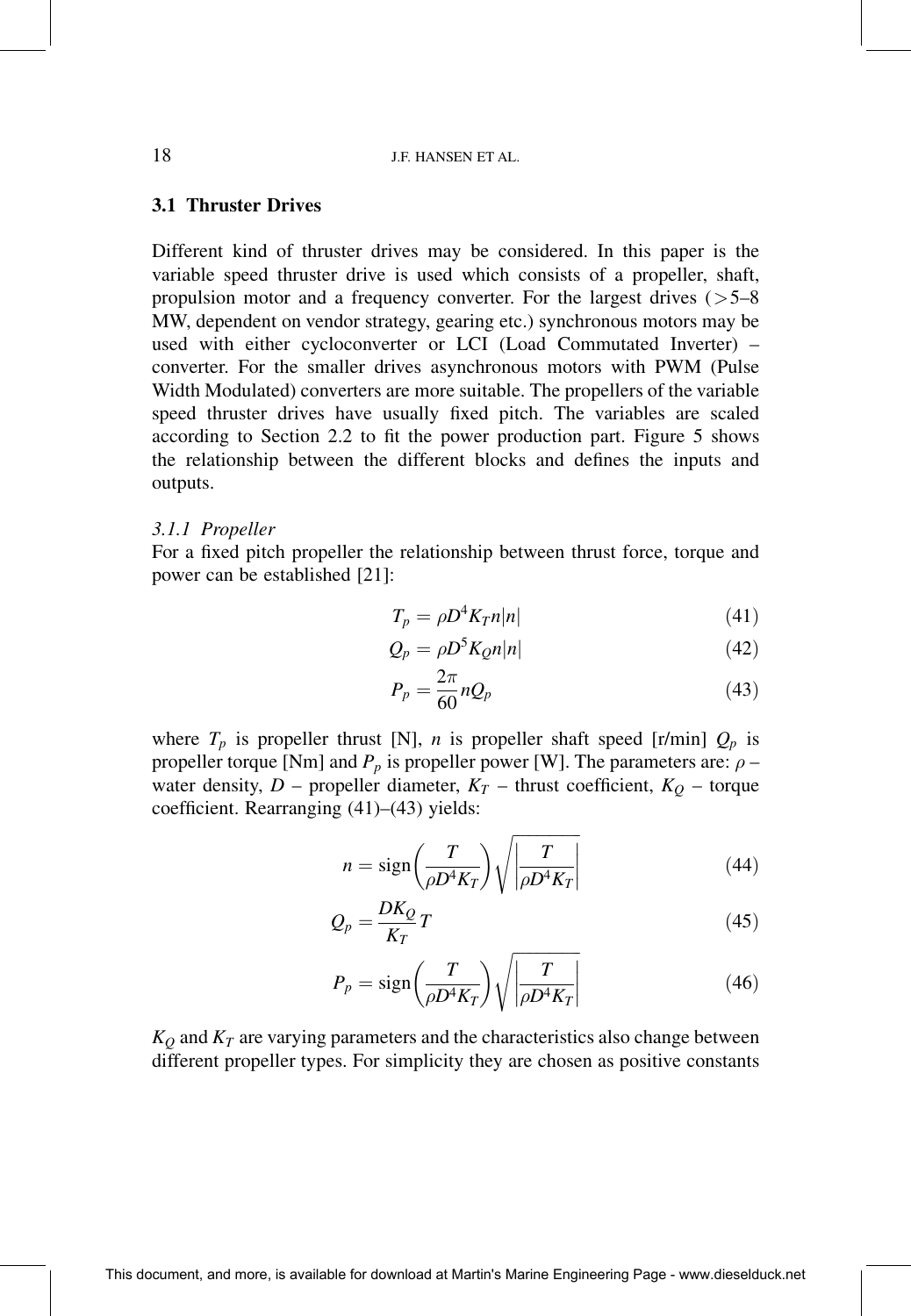## 3.1 Thruster Drives

Different kind of thruster drives may be considered. In this paper is the variable speed thruster drive is used which consists of a propeller, shaft, propulsion motor and a frequency converter. For the largest drives (>5–8 MW, dependent on vendor strategy, gearing etc.) synchronous motors may be used with either cycloconverter or LCI (Load Commutated Inverter) – converter. For the smaller drives asynchronous motors with PWM (Pulse Width Modulated) converters are more suitable. The propellers of the variable speed thruster drives have usually fixed pitch. The variables are scaled according to Section 2.2 to fit the power production part. Figure 5 shows the relationship between the different blocks and defines the inputs and outputs.

### 3.1.1 Propeller

For a fixed pitch propeller the relationship between thrust force, torque and power can be established [21]:

$$T_p = \rho D^4 K_T n|n| \tag{41}$$

$$Q_p = \rho D^5 K_Q n|n| \tag{42}$$

$$P_p = \frac{2\pi}{60} n Q_p \tag{43}$$

where $T_p$ is propeller thrust [N], $n$ is propeller shaft speed [r/min] $Q_p$ is propeller torque [Nm] and $P_p$ is propeller power [W]. The parameters are: $\rho$ – water density, $D$ – propeller diameter, $K_T$ – thrust coefficient, $K_Q$ – torque coefficient. Rearranging (41)–(43) yields:

$$n = \operatorname{sign}\left(\frac{T}{\rho D^4 K_T}\right)\sqrt{\left|\frac{T}{\rho D^4 K_T}\right|} \tag{44}$$

$$Q_p = \frac{D K_Q}{K_T} T \tag{45}$$

$$P_p = \operatorname{sign}\left(\frac{T}{\rho D^4 K_T}\right)\sqrt{\left|\frac{T}{\rho D^4 K_T}\right|} \tag{46}$$

$K_Q$ and $K_T$ are varying parameters and the characteristics also change between different propeller types. For simplicity they are chosen as positive constants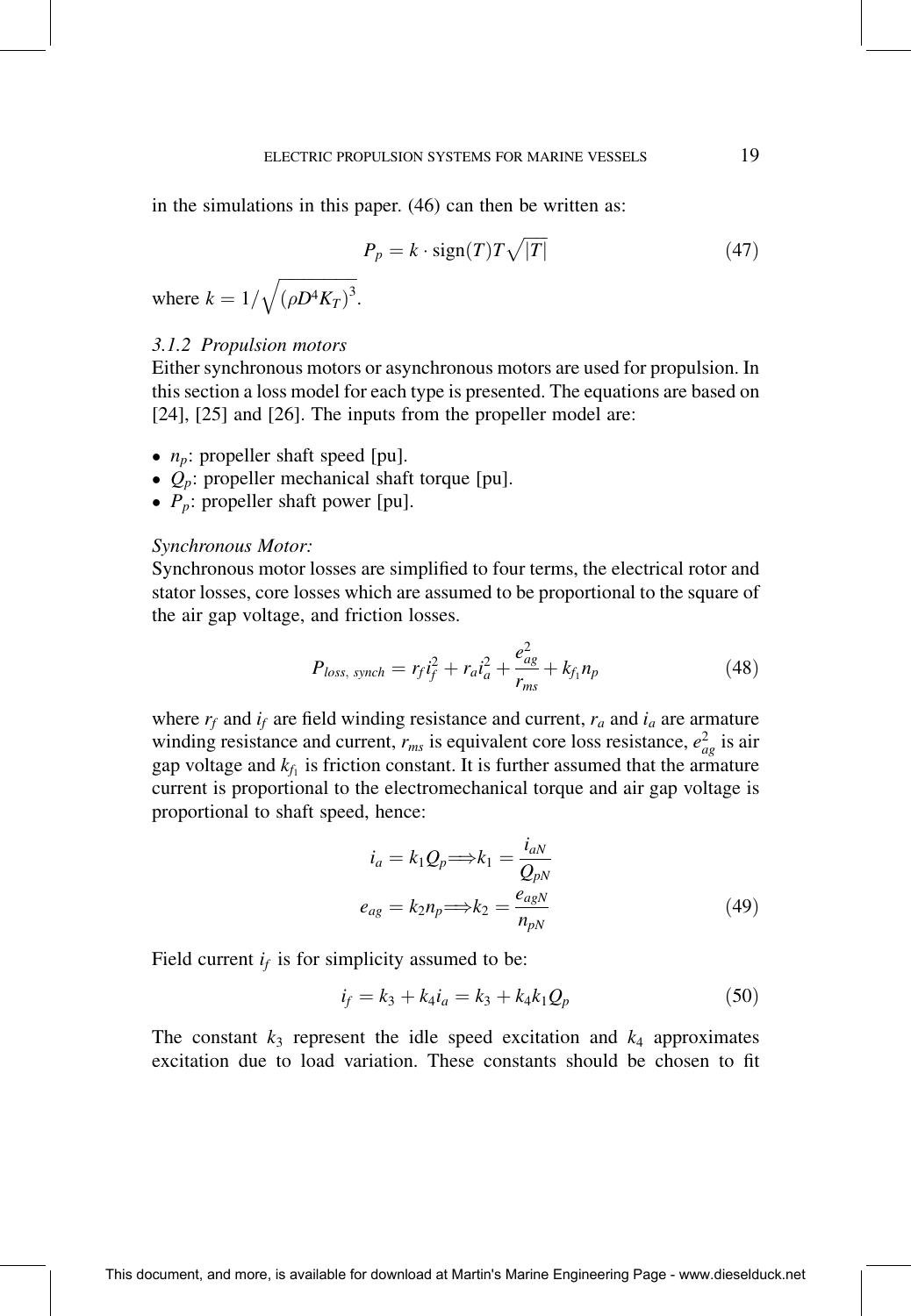in the simulations in this paper. (46) can then be written as:

$$P_p = k \cdot \text{sign}(T) T \sqrt{|T|} \tag{47}$$

where $k = 1/\sqrt{(\rho D^4 K_T)^3}$.

### 3.1.2 Propulsion motors

Either synchronous motors or asynchronous motors are used for propulsion. In this section a loss model for each type is presented. The equations are based on [24], [25] and [26]. The inputs from the propeller model are:

- $n_p$: propeller shaft speed [pu].
- $Q_p$: propeller mechanical shaft torque [pu].
- $P_p$: propeller shaft power [pu].

*Synchronous Motor:*

Synchronous motor losses are simplified to four terms, the electrical rotor and stator losses, core losses which are assumed to be proportional to the square of the air gap voltage, and friction losses.

$$P_{loss,\ synch} = r_f i_f^2 + r_a i_a^2 + \frac{e_{ag}^2}{r_{ms}} + k_{f_1} n_p \tag{48}$$

where $r_f$ and $i_f$ are field winding resistance and current, $r_a$ and $i_a$ are armature winding resistance and current, $r_{ms}$ is equivalent core loss resistance, $e_{ag}^2$ is air gap voltage and $k_{f_1}$ is friction constant. It is further assumed that the armature current is proportional to the electromechanical torque and air gap voltage is proportional to shaft speed, hence:

$$\begin{aligned} i_a &= k_1 Q_p \Longrightarrow k_1 = \frac{i_{aN}}{Q_{pN}} \\ e_{ag} &= k_2 n_p \Longrightarrow k_2 = \frac{e_{agN}}{n_{pN}} \end{aligned} \tag{49}$$

Field current $i_f$ is for simplicity assumed to be:

$$i_f = k_3 + k_4 i_a = k_3 + k_4 k_1 Q_p \tag{50}$$

The constant $k_3$ represent the idle speed excitation and $k_4$ approximates excitation due to load variation. These constants should be chosen to fit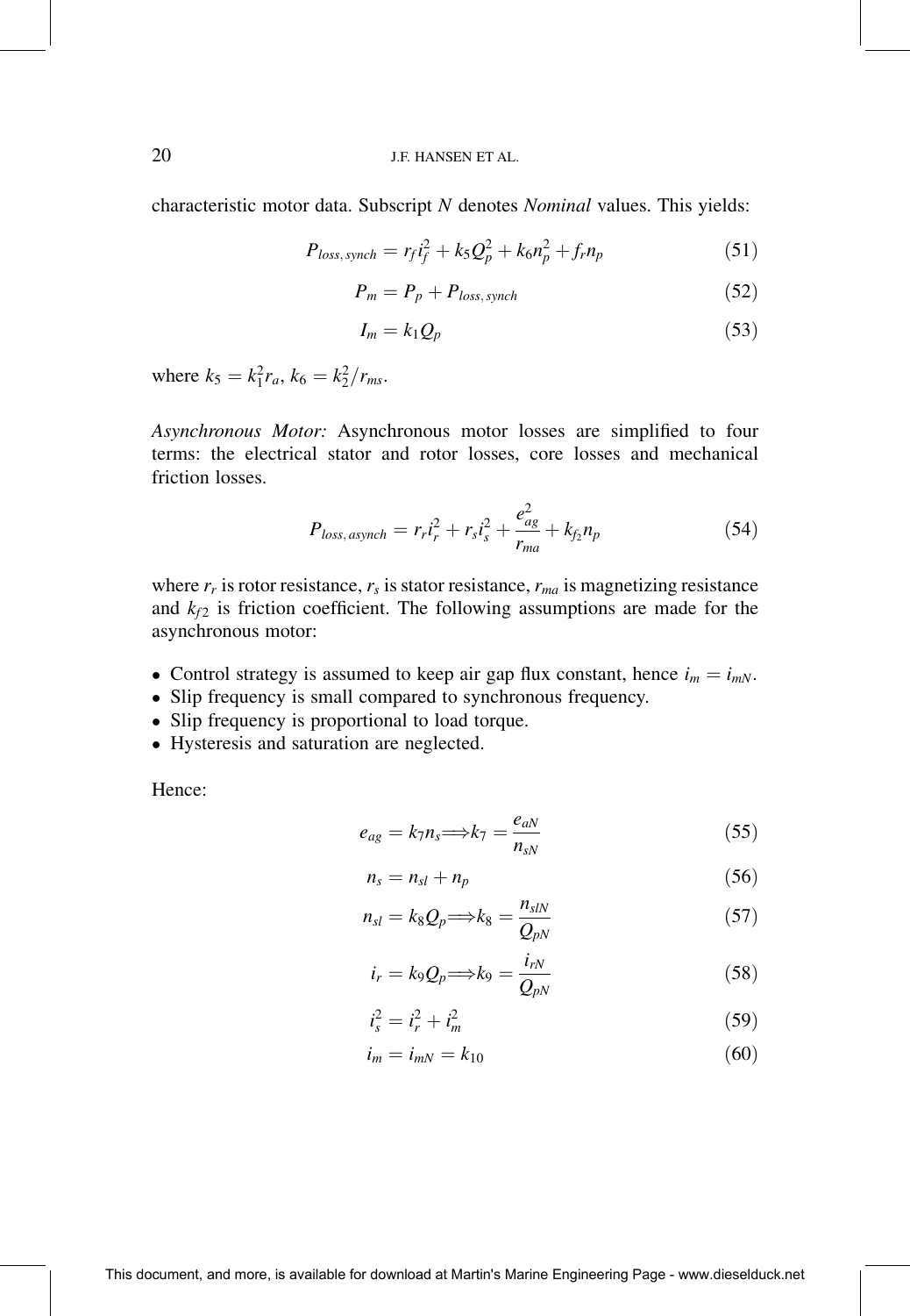characteristic motor data. Subscript $N$ denotes *Nominal* values. This yields:

$$P_{loss,\,synch} = r_f i_f^2 + k_5 Q_p^2 + k_6 n_p^2 + f_r n_p \tag{51}$$

$$P_m = P_p + P_{loss,\,synch} \tag{52}$$

$$I_m = k_1 Q_p \tag{53}$$

where $k_5 = k_1^2 r_a$, $k_6 = k_2^2 / r_{ms}$.

*Asynchronous Motor:* Asynchronous motor losses are simplified to four terms: the electrical stator and rotor losses, core losses and mechanical friction losses.

$$P_{loss,\,asynch} = r_r i_r^2 + r_s i_s^2 + \frac{e_{ag}^2}{r_{ma}} + k_{f_2} n_p \tag{54}$$

where $r_r$ is rotor resistance, $r_s$ is stator resistance, $r_{ma}$ is magnetizing resistance and $k_{f2}$ is friction coefficient. The following assumptions are made for the asynchronous motor:

- Control strategy is assumed to keep air gap flux constant, hence $i_m = i_{mN}$.
- Slip frequency is small compared to synchronous frequency.
- Slip frequency is proportional to load torque.
- Hysteresis and saturation are neglected.

Hence:

$$e_{ag} = k_7 n_s \Longrightarrow k_7 = \frac{e_{aN}}{n_{sN}} \tag{55}$$

$$n_s = n_{sl} + n_p \tag{56}$$

$$n_{sl} = k_8 Q_p \Longrightarrow k_8 = \frac{n_{slN}}{Q_{pN}} \tag{57}$$

$$i_r = k_9 Q_p \Longrightarrow k_9 = \frac{i_{rN}}{Q_{pN}} \tag{58}$$

$$i_s^2 = i_r^2 + i_m^2 \tag{59}$$

$$i_m = i_{mN} = k_{10} \tag{60}$$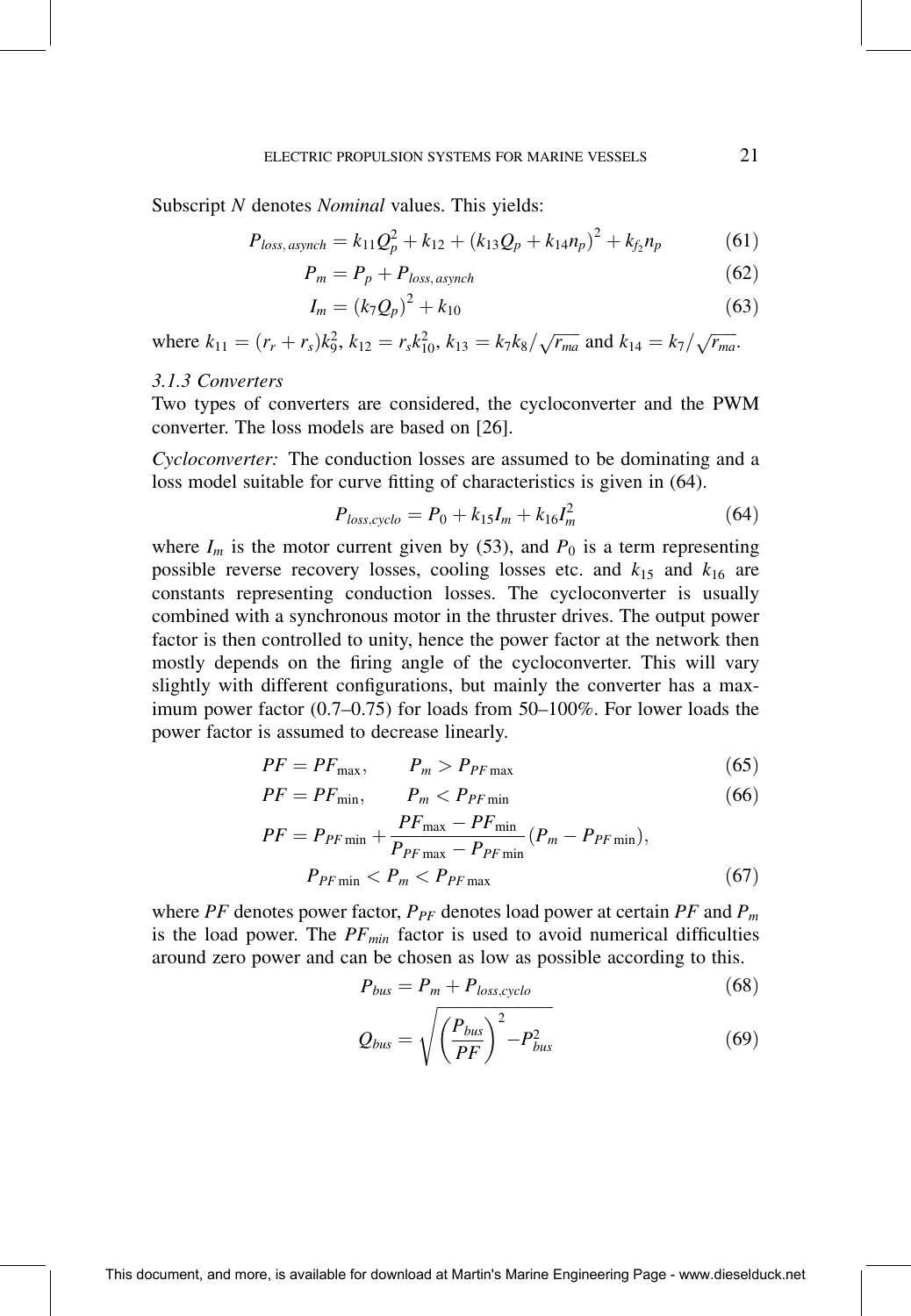Subscript $N$ denotes *Nominal* values. This yields:

$$P_{loss,\,asynch} = k_{11}Q_p^2 + k_{12} + (k_{13}Q_p + k_{14}n_p)^2 + k_{f_2}n_p \tag{61}$$

$$P_m = P_p + P_{loss,\,asynch} \tag{62}$$

$$I_m = (k_7 Q_p)^2 + k_{10} \tag{63}$$

where $k_{11} = (r_r + r_s)k_9^2$, $k_{12} = r_s k_{10}^2$, $k_{13} = k_7 k_8/\sqrt{r_{ma}}$ and $k_{14} = k_7/\sqrt{r_{ma}}$.

### 3.1.3 Converters

Two types of converters are considered, the cycloconverter and the PWM converter. The loss models are based on [26].

*Cycloconverter:* The conduction losses are assumed to be dominating and a loss model suitable for curve fitting of characteristics is given in (64).

$$P_{loss,cyclo} = P_0 + k_{15}I_m + k_{16}I_m^2 \tag{64}$$

where $I_m$ is the motor current given by (53), and $P_0$ is a term representing possible reverse recovery losses, cooling losses etc. and $k_{15}$ and $k_{16}$ are constants representing conduction losses. The cycloconverter is usually combined with a synchronous motor in the thruster drives. The output power factor is then controlled to unity, hence the power factor at the network then mostly depends on the firing angle of the cycloconverter. This will vary slightly with different configurations, but mainly the converter has a maximum power factor (0.7–0.75) for loads from 50–100%. For lower loads the power factor is assumed to decrease linearly.

$$PF = PF_{\max}, \qquad P_m > P_{PF\max} \tag{65}$$

$$PF = PF_{\min}, \qquad P_m < P_{PF\min} \tag{66}$$

$$PF = P_{PF\min} + \frac{PF_{\max} - PF_{\min}}{P_{PF\max} - P_{PF\min}}(P_m - P_{PF\min}), \qquad P_{PF\min} < P_m < P_{PF\max} \tag{67}$$

where $PF$ denotes power factor, $P_{PF}$ denotes load power at certain $PF$ and $P_m$ is the load power. The $PF_{min}$ factor is used to avoid numerical difficulties around zero power and can be chosen as low as possible according to this.

$$P_{bus} = P_m + P_{loss,cyclo} \tag{68}$$

$$Q_{bus} = \sqrt{\left(\frac{P_{bus}}{PF}\right)^2 - P_{bus}^2} \tag{69}$$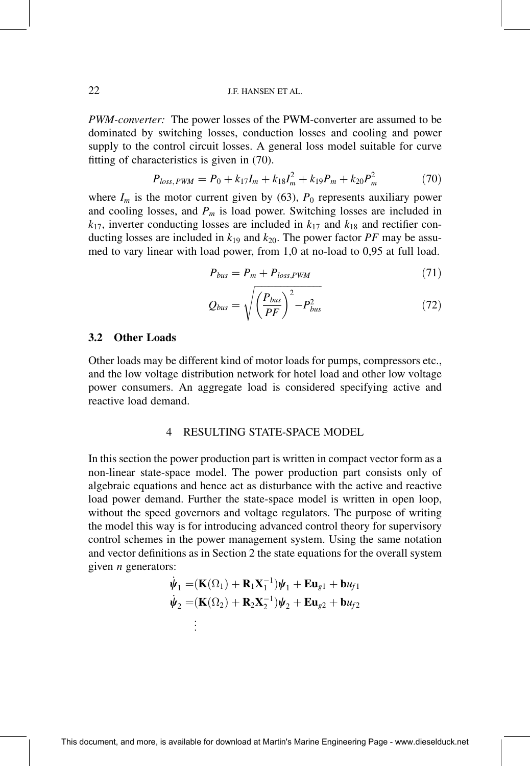*PWM-converter:* The power losses of the PWM-converter are assumed to be dominated by switching losses, conduction losses and cooling and power supply to the control circuit losses. A general loss model suitable for curve fitting of characteristics is given in (70).

$$P_{loss,\,PWM} = P_0 + k_{17}I_m + k_{18}I_m^2 + k_{19}P_m + k_{20}P_m^2 \tag{70}$$

where $I_m$ is the motor current given by (63), $P_0$ represents auxiliary power and cooling losses, and $P_m$ is load power. Switching losses are included in $k_{17}$, inverter conducting losses are included in $k_{17}$ and $k_{18}$ and rectifier conducting losses are included in $k_{19}$ and $k_{20}$. The power factor $PF$ may be assumed to vary linear with load power, from 1,0 at no-load to 0,95 at full load.

$$P_{bus} = P_m + P_{loss,PWM} \tag{71}$$

$$Q_{bus} = \sqrt{\left(\frac{P_{bus}}{PF}\right)^2 - P_{bus}^2} \tag{72}$$

### 3.2 Other Loads

Other loads may be different kind of motor loads for pumps, compressors etc., and the low voltage distribution network for hotel load and other low voltage power consumers. An aggregate load is considered specifying active and reactive load demand.

## 4 RESULTING STATE-SPACE MODEL

In this section the power production part is written in compact vector form as a non-linear state-space model. The power production part consists only of algebraic equations and hence act as disturbance with the active and reactive load power demand. Further the state-space model is written in open loop, without the speed governors and voltage regulators. The purpose of writing the model this way is for introducing advanced control theory for supervisory control schemes in the power management system. Using the same notation and vector definitions as in Section 2 the state equations for the overall system given $n$ generators:

$$\begin{aligned}
\dot{\boldsymbol{\psi}}_1 &= (\mathbf{K}(\Omega_1) + \mathbf{R}_1\mathbf{X}_1^{-1})\boldsymbol{\psi}_1 + \mathbf{E}\mathbf{u}_{g1} + \mathbf{b}u_{f1} \\
\dot{\boldsymbol{\psi}}_2 &= (\mathbf{K}(\Omega_2) + \mathbf{R}_2\mathbf{X}_2^{-1})\boldsymbol{\psi}_2 + \mathbf{E}\mathbf{u}_{g2} + \mathbf{b}u_{f2} \\
&\;\;\vdots
\end{aligned}$$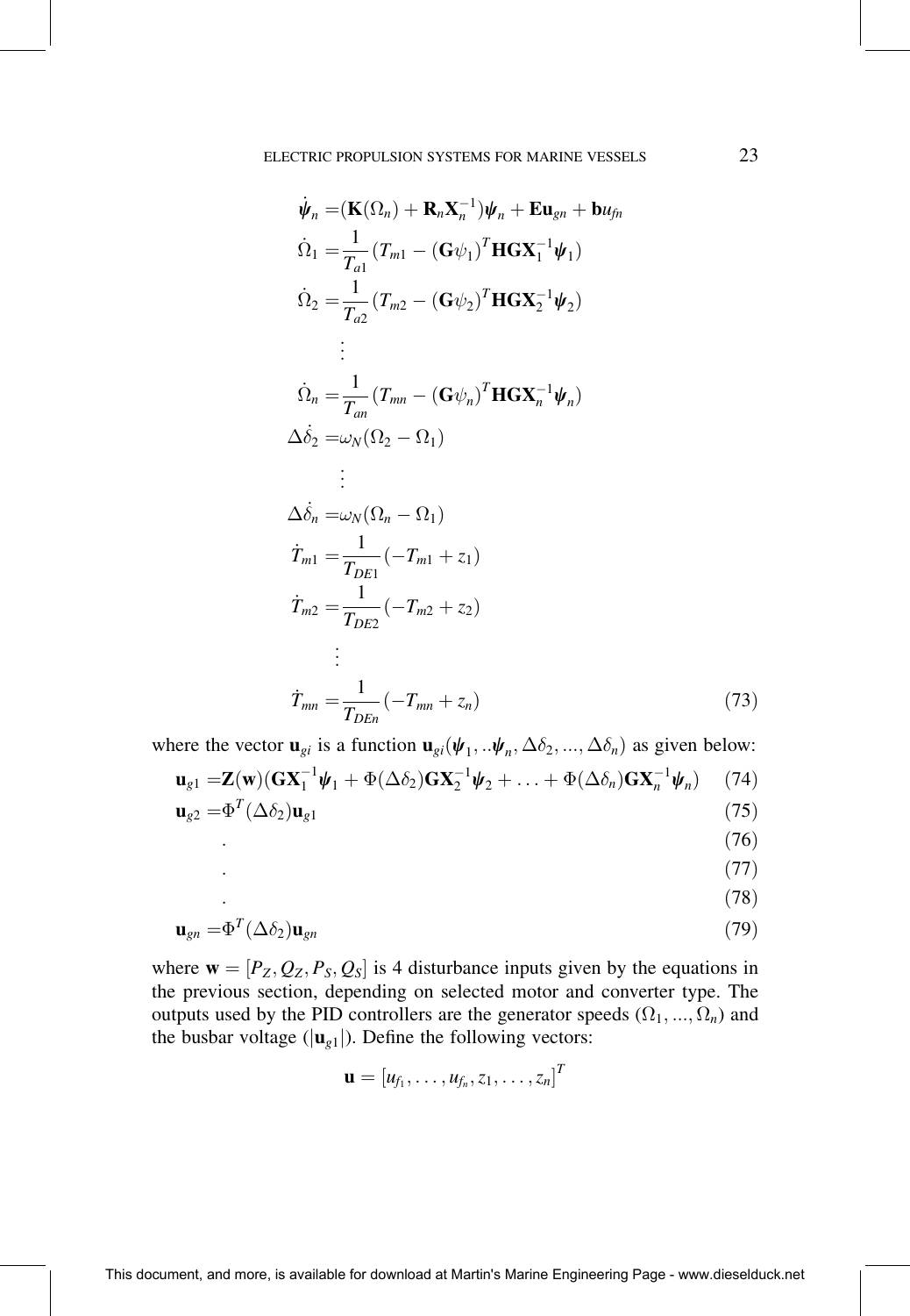$$
\begin{aligned}
\dot{\boldsymbol{\psi}}_n &= (\mathbf{K}(\Omega_n) + \mathbf{R}_n\mathbf{X}_n^{-1})\boldsymbol{\psi}_n + \mathbf{E}\mathbf{u}_{gn} + \mathbf{b}u_{fn} \\
\dot{\Omega}_1 &= \frac{1}{T_{a1}}(T_{m1} - (\mathbf{G}\psi_1)^T\mathbf{H}\mathbf{G}\mathbf{X}_1^{-1}\boldsymbol{\psi}_1) \\
\dot{\Omega}_2 &= \frac{1}{T_{a2}}(T_{m2} - (\mathbf{G}\psi_2)^T\mathbf{H}\mathbf{G}\mathbf{X}_2^{-1}\boldsymbol{\psi}_2) \\
&\vdots \\
\dot{\Omega}_n &= \frac{1}{T_{an}}(T_{mn} - (\mathbf{G}\psi_n)^T\mathbf{H}\mathbf{G}\mathbf{X}_n^{-1}\boldsymbol{\psi}_n) \\
\Delta\dot{\delta}_2 &= \omega_N(\Omega_2 - \Omega_1) \\
&\vdots \\
\Delta\dot{\delta}_n &= \omega_N(\Omega_n - \Omega_1) \\
\dot{T}_{m1} &= \frac{1}{T_{DE1}}(-T_{m1} + z_1) \\
\dot{T}_{m2} &= \frac{1}{T_{DE2}}(-T_{m2} + z_2) \\
&\vdots \\
\dot{T}_{mn} &= \frac{1}{T_{DEn}}(-T_{mn} + z_n)
\end{aligned} \tag{73}
$$

where the vector $\mathbf{u}_{gi}$ is a function $\mathbf{u}_{gi}(\boldsymbol{\psi}_1, ..\boldsymbol{\psi}_n, \Delta\delta_2, ..., \Delta\delta_n)$ as given below:

$$\mathbf{u}_{g1} = \mathbf{Z}(\mathbf{w})(\mathbf{G}\mathbf{X}_1^{-1}\boldsymbol{\psi}_1 + \Phi(\Delta\delta_2)\mathbf{G}\mathbf{X}_2^{-1}\boldsymbol{\psi}_2 + \ldots + \Phi(\Delta\delta_n)\mathbf{G}\mathbf{X}_n^{-1}\boldsymbol{\psi}_n) \tag{74}$$

$$\mathbf{u}_{g2} = \Phi^T(\Delta\delta_2)\mathbf{u}_{g1} \tag{75}$$

$$. \tag{76}$$

$$. \tag{77}$$

$$. \tag{78}$$

$$\mathbf{u}_{gn} = \Phi^T(\Delta\delta_2)\mathbf{u}_{gn} \tag{79}$$

where $\mathbf{w} = [P_Z, Q_Z, P_S, Q_S]$ is 4 disturbance inputs given by the equations in the previous section, depending on selected motor and converter type. The outputs used by the PID controllers are the generator speeds $(\Omega_1, ..., \Omega_n)$ and the busbar voltage $(|\mathbf{u}_{g1}|)$. Define the following vectors:

$$\mathbf{u} = [u_{f_1}, \ldots, u_{f_n}, z_1, \ldots, z_n]^T$$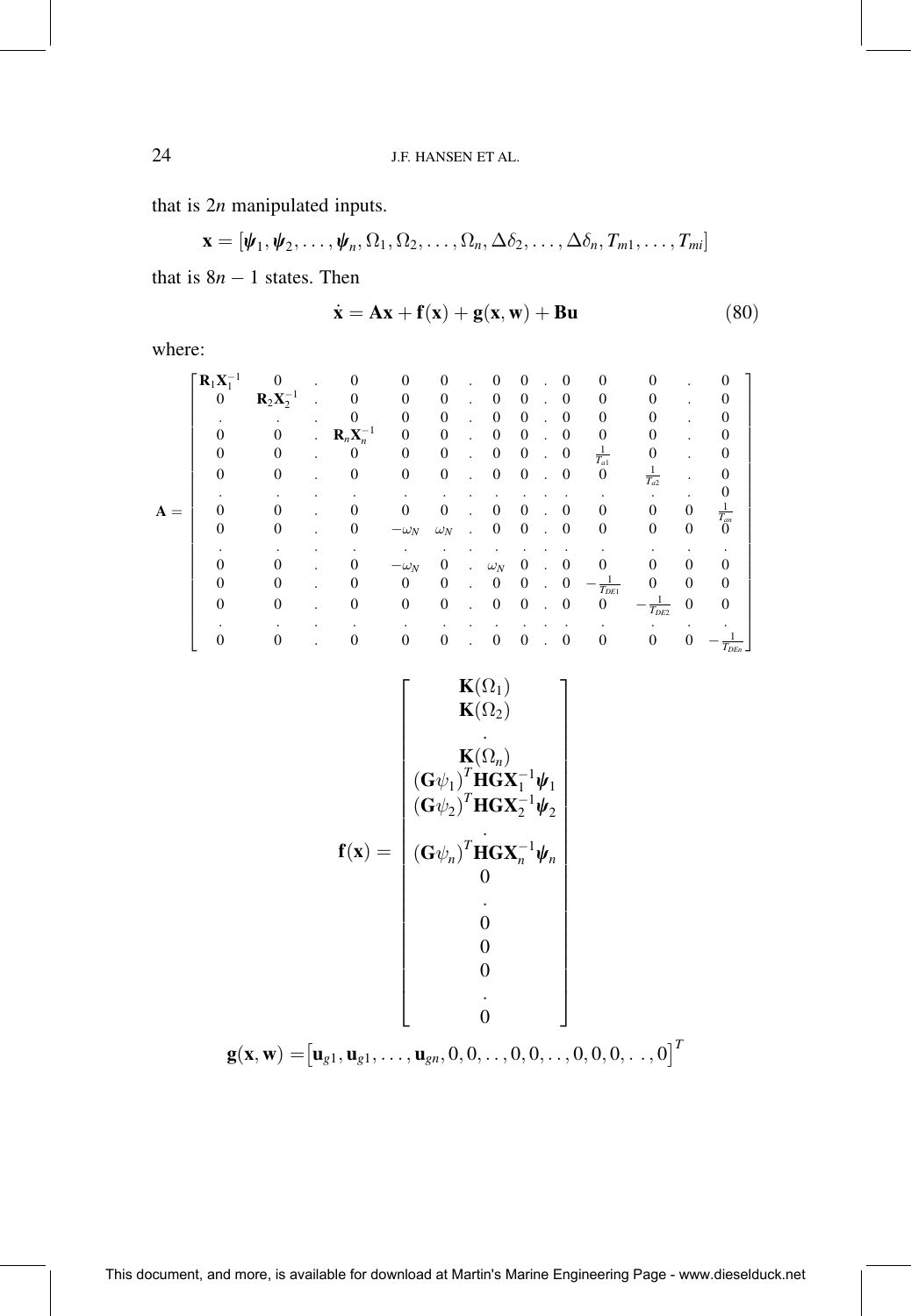that is $2n$ manipulated inputs.

$$\mathbf{x} = [\boldsymbol{\psi}_1, \boldsymbol{\psi}_2, \ldots, \boldsymbol{\psi}_n, \Omega_1, \Omega_2, \ldots, \Omega_n, \Delta\delta_2, \ldots, \Delta\delta_n, T_{m1}, \ldots, T_{mi}]$$

that is $8n - 1$ states. Then

$$\dot{\mathbf{x}} = \mathbf{A}\mathbf{x} + \mathbf{f}(\mathbf{x}) + \mathbf{g}(\mathbf{x}, \mathbf{w}) + \mathbf{B}\mathbf{u} \tag{80}$$

where:

$$\mathbf{A} = \begin{bmatrix}
\mathbf{R}_1\mathbf{X}_1^{-1} & 0 & . & 0 & 0 & 0 & . & 0 & 0 & . & 0 & 0 & 0 & . & 0 \\
0 & \mathbf{R}_2\mathbf{X}_2^{-1} & . & 0 & 0 & 0 & . & 0 & 0 & . & 0 & 0 & 0 & . & 0 \\
. & . & . & 0 & 0 & 0 & . & 0 & 0 & . & 0 & 0 & 0 & . & 0 \\
0 & 0 & . & \mathbf{R}_n\mathbf{X}_n^{-1} & 0 & 0 & . & 0 & 0 & . & 0 & 0 & 0 & . & 0 \\
0 & 0 & . & 0 & 0 & 0 & . & 0 & 0 & . & 0 & \frac{1}{T_{a1}} & 0 & . & 0 \\
0 & 0 & . & 0 & 0 & 0 & . & 0 & 0 & . & 0 & 0 & \frac{1}{T_{a2}} & . & 0 \\
. & . & . & . & . & . & . & . & . & . & . & . & . & . & 0 \\
0 & 0 & . & 0 & 0 & 0 & . & 0 & 0 & . & 0 & 0 & 0 & 0 & \frac{1}{T_{an}} \\
0 & 0 & . & 0 & -\omega_N & \omega_N & . & 0 & 0 & . & 0 & 0 & 0 & 0 & 0 \\
. & . & . & . & . & . & . & . & . & . & . & . & . & . & . \\
0 & 0 & . & 0 & -\omega_N & 0 & . & \omega_N & 0 & . & 0 & 0 & 0 & 0 & 0 \\
0 & 0 & . & 0 & 0 & 0 & . & 0 & 0 & . & 0 & -\frac{1}{T_{DE1}} & 0 & 0 & 0 \\
0 & 0 & . & 0 & 0 & 0 & . & 0 & 0 & . & 0 & 0 & -\frac{1}{T_{DE2}} & 0 & 0 \\
. & . & . & . & . & . & . & . & . & . & . & . & . & . & . \\
0 & 0 & . & 0 & 0 & 0 & . & 0 & 0 & . & 0 & 0 & 0 & 0 & -\frac{1}{T_{DEn}}
\end{bmatrix}$$

$$\mathbf{f}(\mathbf{x}) = \begin{bmatrix}
\mathbf{K}(\Omega_1) \\
\mathbf{K}(\Omega_2) \\
. \\
\mathbf{K}(\Omega_n) \\
(\mathbf{G}\psi_1)^T \mathbf{H}\mathbf{G}\mathbf{X}_1^{-1}\boldsymbol{\psi}_1 \\
(\mathbf{G}\psi_2)^T \mathbf{H}\mathbf{G}\mathbf{X}_2^{-1}\boldsymbol{\psi}_2 \\
. \\
(\mathbf{G}\psi_n)^T \mathbf{H}\mathbf{G}\mathbf{X}_n^{-1}\boldsymbol{\psi}_n \\
0 \\
. \\
0 \\
0 \\
0 \\
. \\
0
\end{bmatrix}$$

$$\mathbf{g}(\mathbf{x}, \mathbf{w}) = \left[\mathbf{u}_{g1}, \mathbf{u}_{g1}, \ldots, \mathbf{u}_{gn}, 0, 0, \ldots, 0, 0, \ldots, 0, 0, 0, \ldots, 0\right]^T$$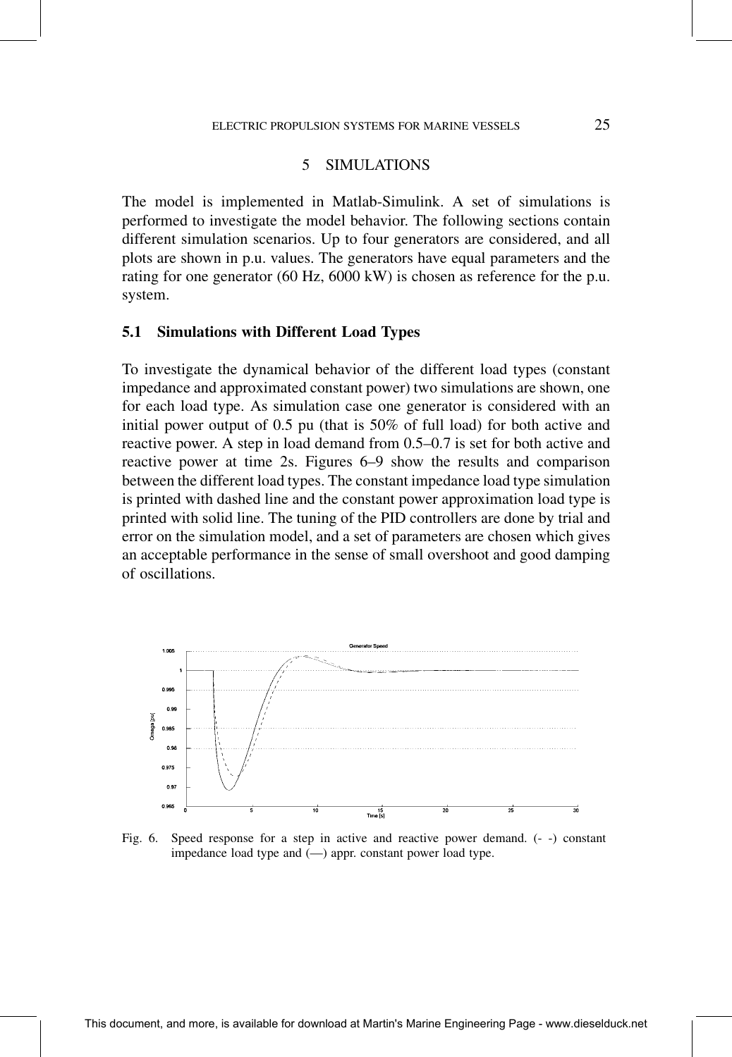## 5 SIMULATIONS

The model is implemented in Matlab-Simulink. A set of simulations is performed to investigate the model behavior. The following sections contain different simulation scenarios. Up to four generators are considered, and all plots are shown in p.u. values. The generators have equal parameters and the rating for one generator (60 Hz, 6000 kW) is chosen as reference for the p.u. system.

### 5.1 Simulations with Different Load Types

To investigate the dynamical behavior of the different load types (constant impedance and approximated constant power) two simulations are shown, one for each load type. As simulation case one generator is considered with an initial power output of 0.5 pu (that is 50% of full load) for both active and reactive power. A step in load demand from 0.5–0.7 is set for both active and reactive power at time 2s. Figures 6–9 show the results and comparison between the different load types. The constant impedance load type simulation is printed with dashed line and the constant power approximation load type is printed with solid line. The tuning of the PID controllers are done by trial and error on the simulation model, and a set of parameters are chosen which gives an acceptable performance in the sense of small overshoot and good damping of oscillations.

Fig. 6. Speed response for a step in active and reactive power demand. (- -) constant impedance load type and (—) appr. constant power load type.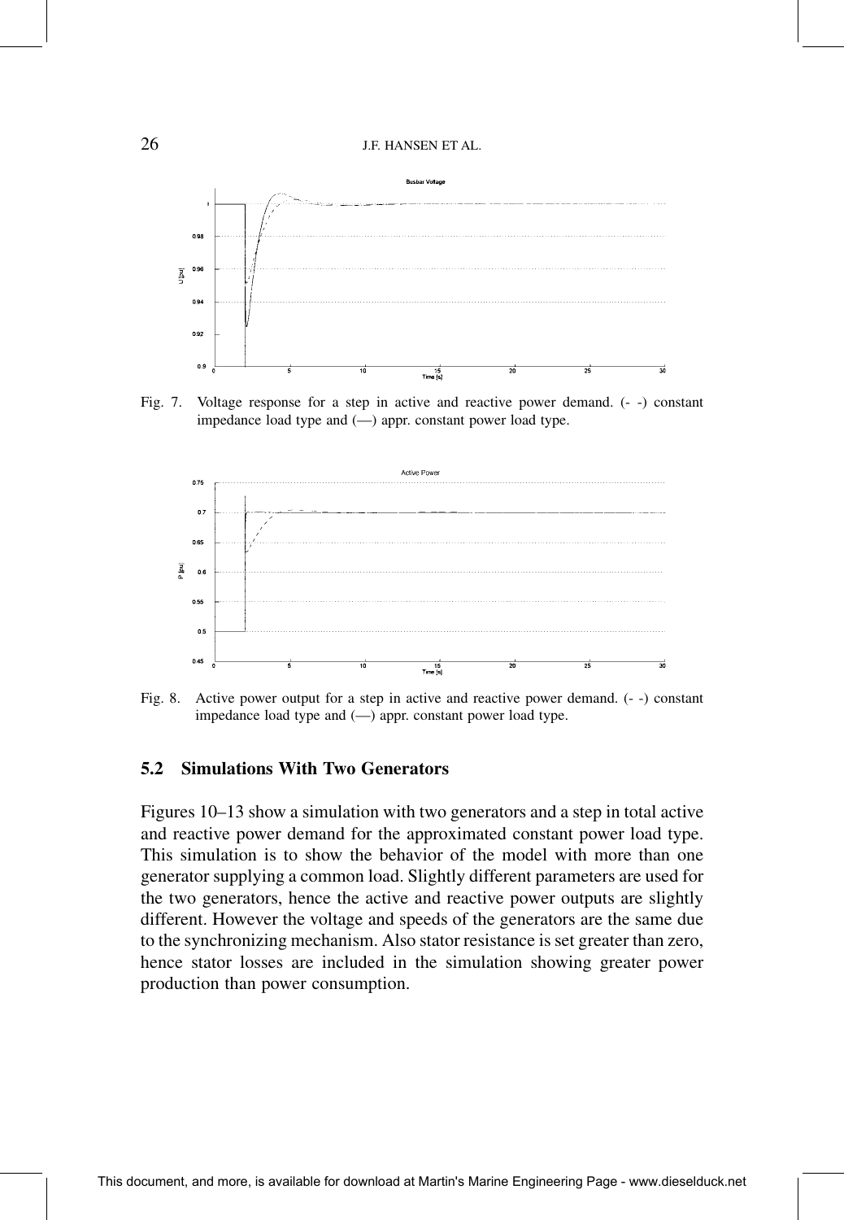Fig. 7. Voltage response for a step in active and reactive power demand. (- -) constant impedance load type and (—) appr. constant power load type.

Fig. 8. Active power output for a step in active and reactive power demand. (- -) constant impedance load type and (—) appr. constant power load type.

### 5.2 Simulations With Two Generators

Figures 10–13 show a simulation with two generators and a step in total active and reactive power demand for the approximated constant power load type. This simulation is to show the behavior of the model with more than one generator supplying a common load. Slightly different parameters are used for the two generators, hence the active and reactive power outputs are slightly different. However the voltage and speeds of the generators are the same due to the synchronizing mechanism. Also stator resistance is set greater than zero, hence stator losses are included in the simulation showing greater power production than power consumption.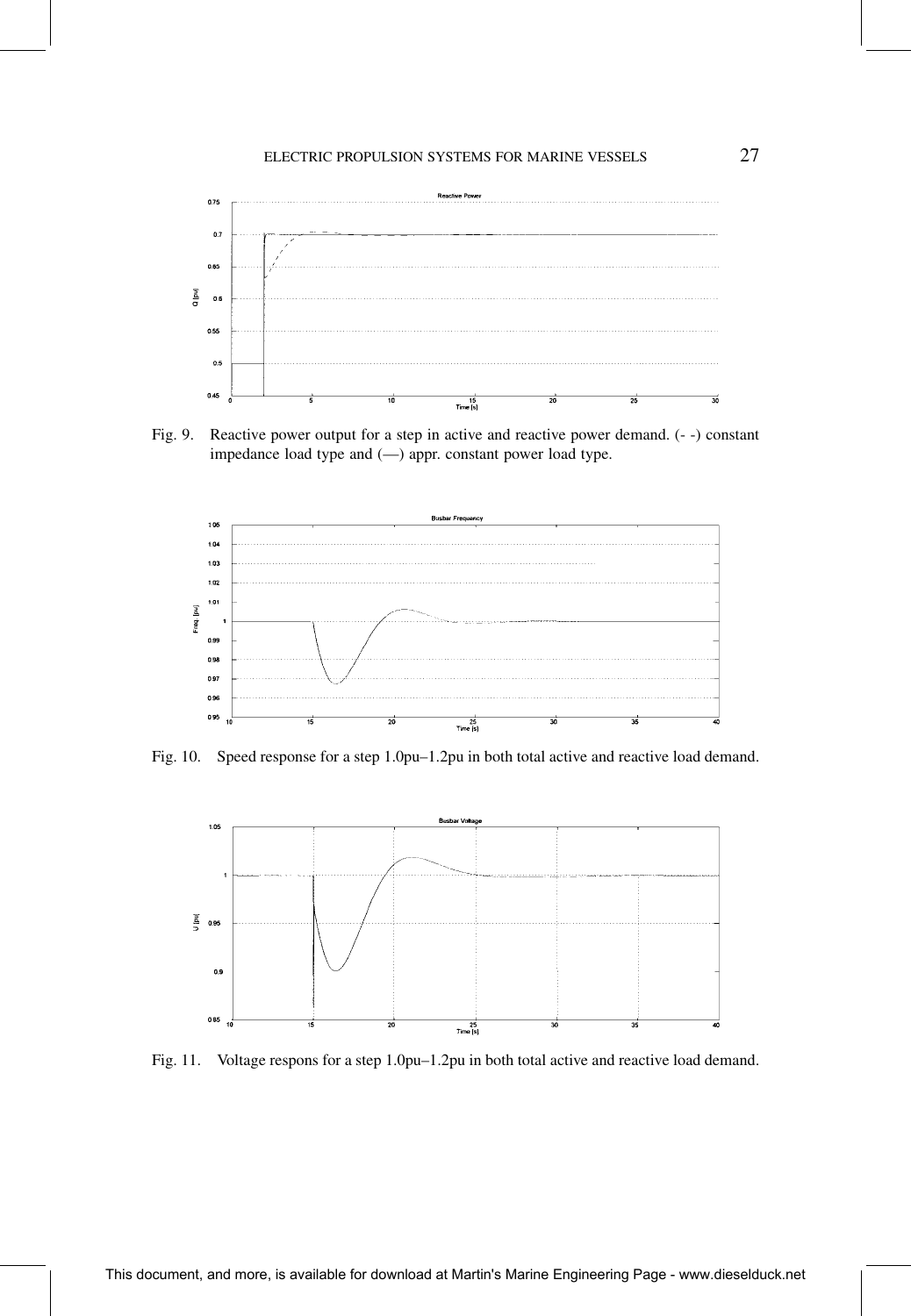Fig. 9. Reactive power output for a step in active and reactive power demand. (- -) constant impedance load type and (—) appr. constant power load type.

Fig. 10. Speed response for a step 1.0pu–1.2pu in both total active and reactive load demand.

Fig. 11. Voltage respons for a step 1.0pu–1.2pu in both total active and reactive load demand.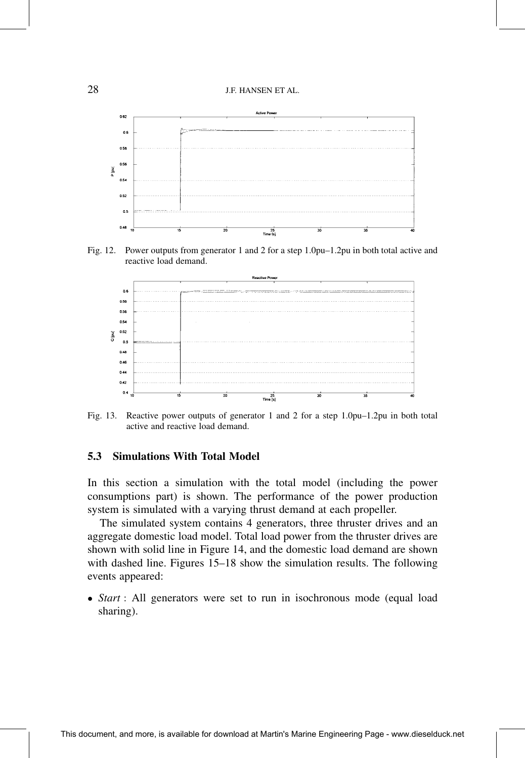Fig. 12. Power outputs from generator 1 and 2 for a step 1.0pu–1.2pu in both total active and reactive load demand.

Fig. 13. Reactive power outputs of generator 1 and 2 for a step 1.0pu–1.2pu in both total active and reactive load demand.

### 5.3 Simulations With Total Model

In this section a simulation with the total model (including the power consumptions part) is shown. The performance of the power production system is simulated with a varying thrust demand at each propeller.

The simulated system contains 4 generators, three thruster drives and an aggregate domestic load model. Total load power from the thruster drives are shown with solid line in Figure 14, and the domestic load demand are shown with dashed line. Figures 15–18 show the simulation results. The following events appeared:

- *Start* : All generators were set to run in isochronous mode (equal load sharing).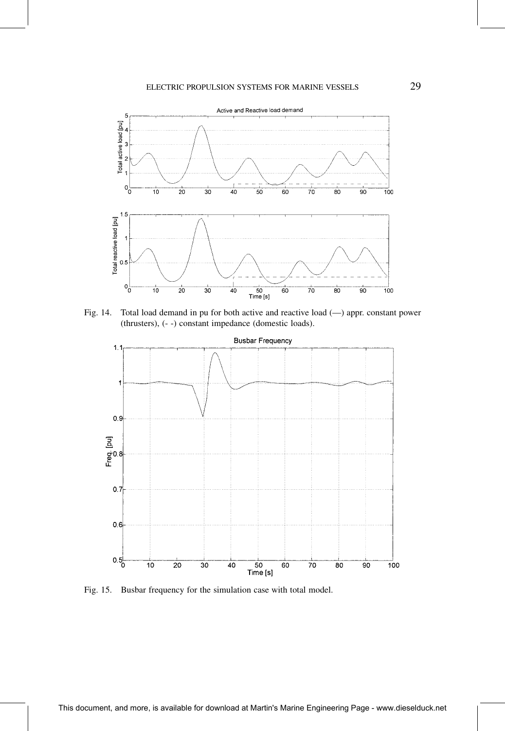Fig. 14. Total load demand in pu for both active and reactive load (—) appr. constant power (thrusters), (- -) constant impedance (domestic loads).

Fig. 15. Busbar frequency for the simulation case with total model.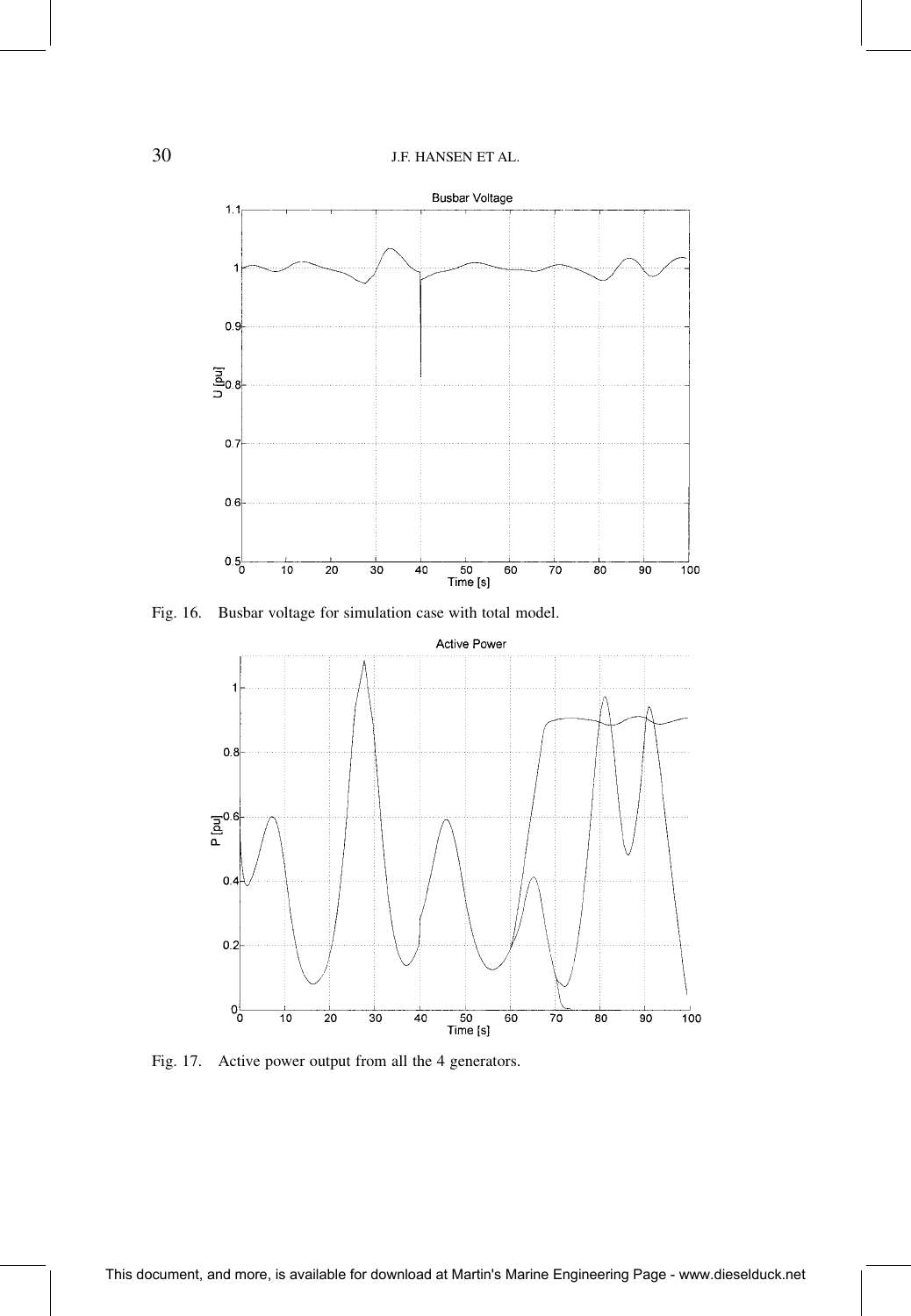Fig. 16. Busbar voltage for simulation case with total model.

Fig. 17. Active power output from all the 4 generators.

This document, and more, is available for download at Martin's Marine Engineering Page - www.dieselduck.net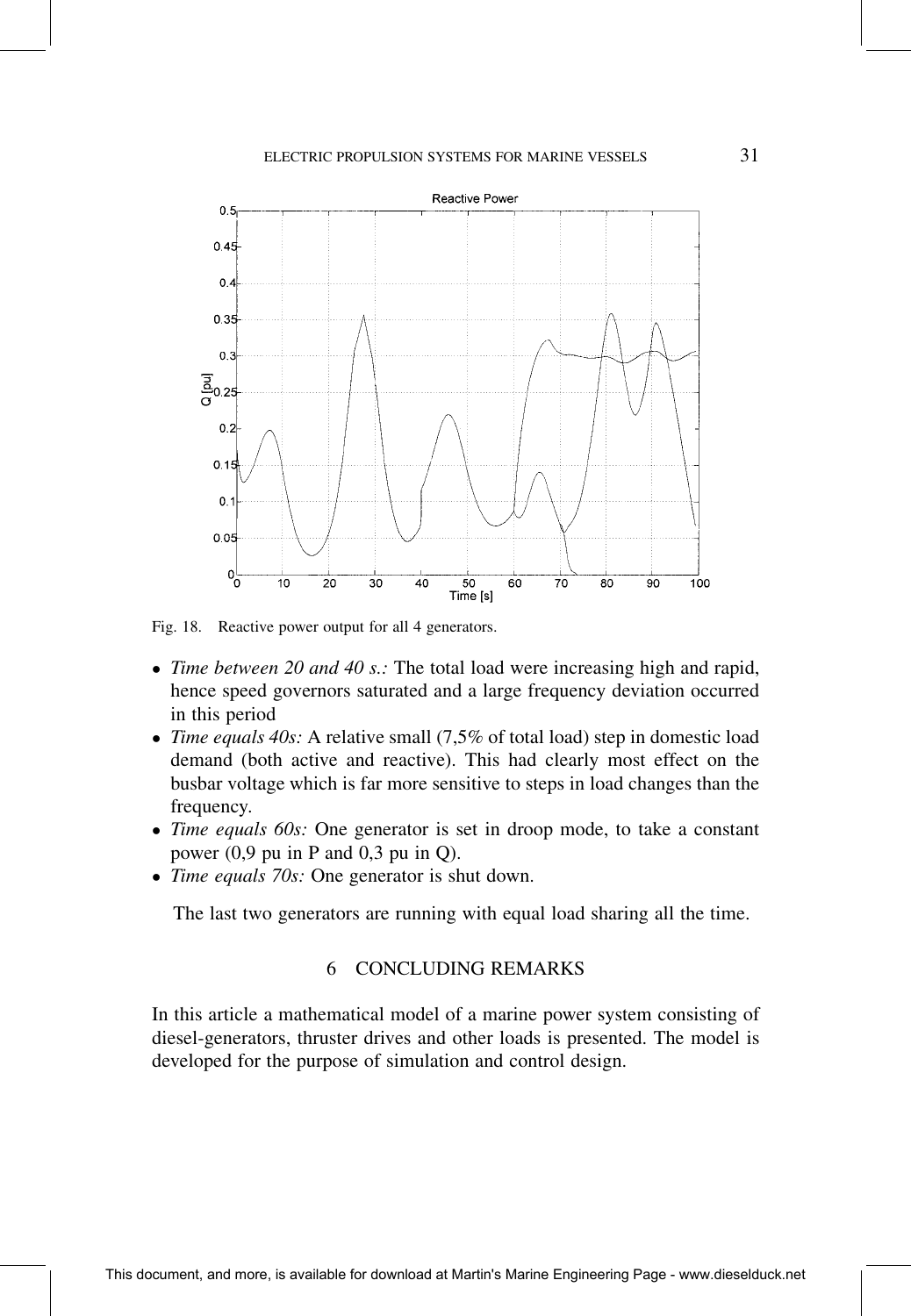Fig. 18. Reactive power output for all 4 generators.

- *Time between 20 and 40 s.:* The total load were increasing high and rapid, hence speed governors saturated and a large frequency deviation occurred in this period
- *Time equals 40s:* A relative small (7,5% of total load) step in domestic load demand (both active and reactive). This had clearly most effect on the busbar voltage which is far more sensitive to steps in load changes than the frequency.
- *Time equals 60s:* One generator is set in droop mode, to take a constant power (0,9 pu in P and 0,3 pu in Q).
- *Time equals 70s:* One generator is shut down.

The last two generators are running with equal load sharing all the time.

## 6 CONCLUDING REMARKS

In this article a mathematical model of a marine power system consisting of diesel-generators, thruster drives and other loads is presented. The model is developed for the purpose of simulation and control design.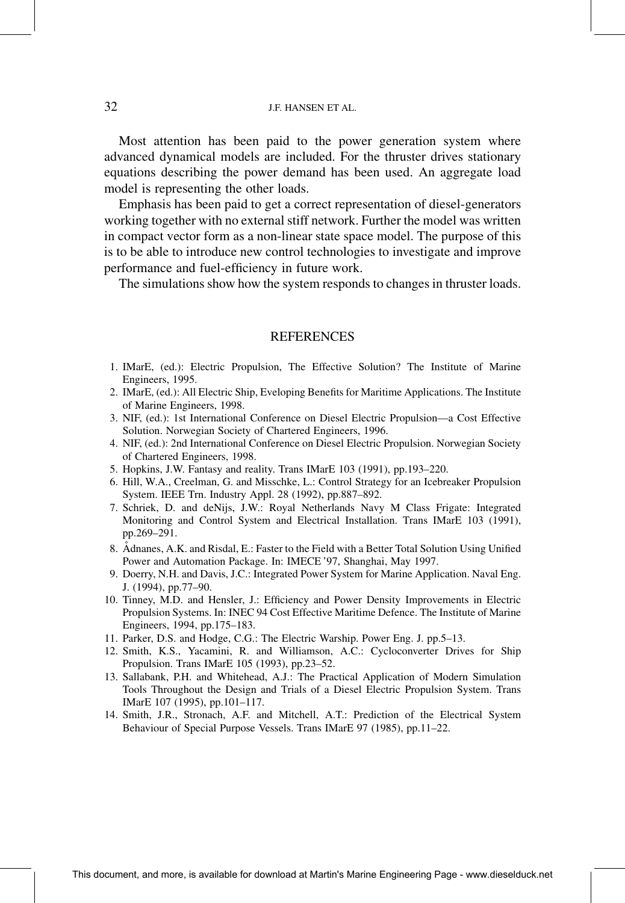Most attention has been paid to the power generation system where advanced dynamical models are included. For the thruster drives stationary equations describing the power demand has been used. An aggregate load model is representing the other loads.

Emphasis has been paid to get a correct representation of diesel-generators working together with no external stiff network. Further the model was written in compact vector form as a non-linear state space model. The purpose of this is to be able to introduce new control technologies to investigate and improve performance and fuel-efficiency in future work.

The simulations show how the system responds to changes in thruster loads.

## REFERENCES

1. IMarE, (ed.): Electric Propulsion, The Effective Solution? The Institute of Marine Engineers, 1995.
2. IMarE, (ed.): All Electric Ship, Eveloping Benefits for Maritime Applications. The Institute of Marine Engineers, 1998.
3. NIF, (ed.): 1st International Conference on Diesel Electric Propulsion—a Cost Effective Solution. Norwegian Society of Chartered Engineers, 1996.
4. NIF, (ed.): 2nd International Conference on Diesel Electric Propulsion. Norwegian Society of Chartered Engineers, 1998.
5. Hopkins, J.W. Fantasy and reality. Trans IMarE 103 (1991), pp.193–220.
6. Hill, W.A., Creelman, G. and Misschke, L.: Control Strategy for an Icebreaker Propulsion System. IEEE Trn. Industry Appl. 28 (1992), pp.887–892.
7. Schriek, D. and deNijs, J.W.: Royal Netherlands Navy M Class Frigate: Integrated Monitoring and Control System and Electrical Installation. Trans IMarE 103 (1991), pp.269–291.
8. Ådnanes, A.K. and Risdal, E.: Faster to the Field with a Better Total Solution Using Unified Power and Automation Package. In: IMECE '97, Shanghai, May 1997.
9. Doerry, N.H. and Davis, J.C.: Integrated Power System for Marine Application. Naval Eng. J. (1994), pp.77–90.
10. Tinney, M.D. and Hensler, J.: Efficiency and Power Density Improvements in Electric Propulsion Systems. In: INEC 94 Cost Effective Maritime Defence. The Institute of Marine Engineers, 1994, pp.175–183.
11. Parker, D.S. and Hodge, C.G.: The Electric Warship. Power Eng. J. pp.5–13.
12. Smith, K.S., Yacamini, R. and Williamson, A.C.: Cycloconverter Drives for Ship Propulsion. Trans IMarE 105 (1993), pp.23–52.
13. Sallabank, P.H. and Whitehead, A.J.: The Practical Application of Modern Simulation Tools Throughout the Design and Trials of a Diesel Electric Propulsion System. Trans IMarE 107 (1995), pp.101–117.
14. Smith, J.R., Stronach, A.F. and Mitchell, A.T.: Prediction of the Electrical System Behaviour of Special Purpose Vessels. Trans IMarE 97 (1985), pp.11–22.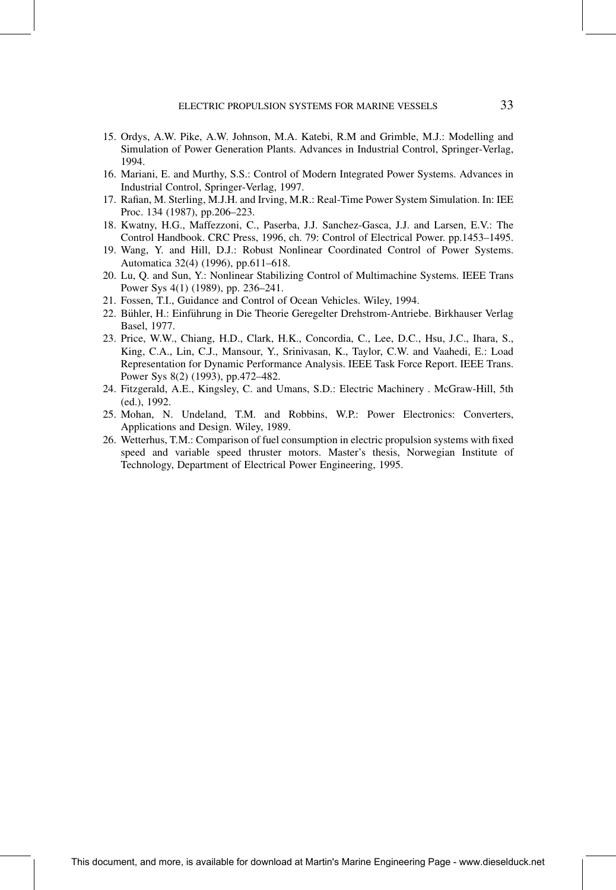15. Ordys, A.W. Pike, A.W. Johnson, M.A. Katebi, R.M and Grimble, M.J.: Modelling and Simulation of Power Generation Plants. Advances in Industrial Control, Springer-Verlag, 1994.
16. Mariani, E. and Murthy, S.S.: Control of Modern Integrated Power Systems. Advances in Industrial Control, Springer-Verlag, 1997.
17. Rafian, M. Sterling, M.J.H. and Irving, M.R.: Real-Time Power System Simulation. In: IEE Proc. 134 (1987), pp.206–223.
18. Kwatny, H.G., Maffezzoni, C., Paserba, J.J. Sanchez-Gasca, J.J. and Larsen, E.V.: The Control Handbook. CRC Press, 1996, ch. 79: Control of Electrical Power. pp.1453–1495.
19. Wang, Y. and Hill, D.J.: Robust Nonlinear Coordinated Control of Power Systems. Automatica 32(4) (1996), pp.611–618.
20. Lu, Q. and Sun, Y.: Nonlinear Stabilizing Control of Multimachine Systems. IEEE Trans Power Sys 4(1) (1989), pp. 236–241.
21. Fossen, T.I., Guidance and Control of Ocean Vehicles. Wiley, 1994.
22. Bühler, H.: Einführung in Die Theorie Geregelter Drehstrom-Antriebe. Birkhauser Verlag Basel, 1977.
23. Price, W.W., Chiang, H.D., Clark, H.K., Concordia, C., Lee, D.C., Hsu, J.C., Ihara, S., King, C.A., Lin, C.J., Mansour, Y., Srinivasan, K., Taylor, C.W. and Vaahedi, E.: Load Representation for Dynamic Performance Analysis. IEEE Task Force Report. IEEE Trans. Power Sys 8(2) (1993), pp.472–482.
24. Fitzgerald, A.E., Kingsley, C. and Umans, S.D.: Electric Machinery . McGraw-Hill, 5th (ed.), 1992.
25. Mohan, N. Undeland, T.M. and Robbins, W.P.: Power Electronics: Converters, Applications and Design. Wiley, 1989.
26. Wetterhus, T.M.: Comparison of fuel consumption in electric propulsion systems with fixed speed and variable speed thruster motors. Master's thesis, Norwegian Institute of Technology, Department of Electrical Power Engineering, 1995.

This document, and more, is available for download at Martin's Marine Engineering Page - www.dieselduck.net